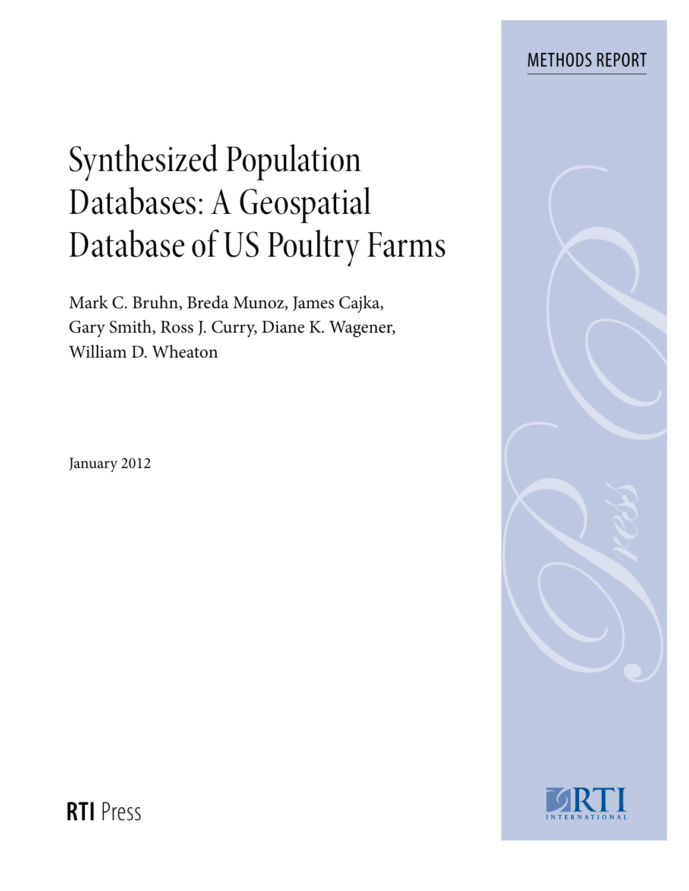METHODS REPORT

# Synthesized Population Databases: A Geospatial Database of US Poultry Farms

Mark C. Bruhn, Breda Munoz, James Cajka, Gary Smith, Ross J. Curry, Diane K. Wagener, William D. Wheaton

January 2012

RTI Press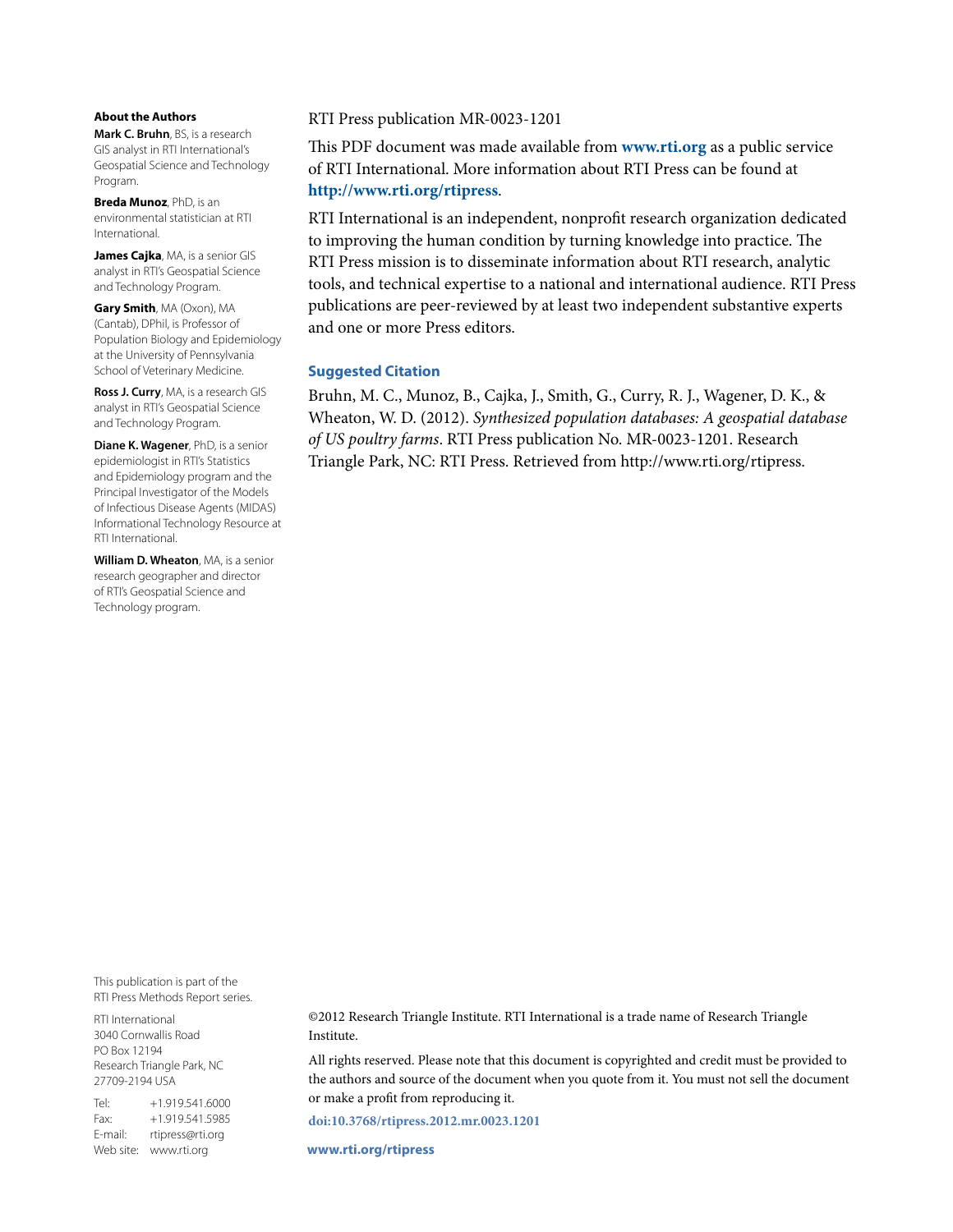#### About the Authors

**Mark C. Bruhn**, BS, is a research GIS analyst in RTI International's Geospatial Science and Technology Program.

**Breda Munoz**, PhD, is an environmental statistician at RTI International.

**James Cajka**, MA, is a senior GIS analyst in RTI's Geospatial Science and Technology Program.

**Gary Smith**, MA (Oxon), MA (Cantab), DPhil, is Professor of Population Biology and Epidemiology at the University of Pennsylvania School of Veterinary Medicine.

**Ross J. Curry**, MA, is a research GIS analyst in RTI's Geospatial Science and Technology Program.

**Diane K. Wagener**, PhD, is a senior epidemiologist in RTI's Statistics and Epidemiology program and the Principal Investigator of the Models of Infectious Disease Agents (MIDAS) Informational Technology Resource at RTI International.

**William D. Wheaton**, MA, is a senior research geographer and director of RTI's Geospatial Science and Technology program.

RTI Press publication MR-0023-1201

This PDF document was made available from **www.rti.org** as a public service of RTI International. More information about RTI Press can be found at **http://www.rti.org/rtipress**.

RTI International is an independent, nonprofit research organization dedicated to improving the human condition by turning knowledge into practice. The RTI Press mission is to disseminate information about RTI research, analytic tools, and technical expertise to a national and international audience. RTI Press publications are peer-reviewed by at least two independent substantive experts and one or more Press editors.

#### Suggested Citation

Bruhn, M. C., Munoz, B., Cajka, J., Smith, G., Curry, R. J., Wagener, D. K., & Wheaton, W. D. (2012). *Synthesized population databases: A geospatial database of US poultry farms*. RTI Press publication No. MR-0023-1201. Research Triangle Park, NC: RTI Press. Retrieved from http://www.rti.org/rtipress.

This publication is part of the RTI Press Methods Report series.

RTI International
3040 Cornwallis Road
PO Box 12194
Research Triangle Park, NC
27709-2194 USA

Tel: +1.919.541.6000
Fax: +1.919.541.5985
E-mail: rtipress@rti.org
Web site: www.rti.org

©2012 Research Triangle Institute. RTI International is a trade name of Research Triangle Institute.

All rights reserved. Please note that this document is copyrighted and credit must be provided to the authors and source of the document when you quote from it. You must not sell the document or make a profit from reproducing it.

doi:10.3768/rtipress.2012.mr.0023.1201

www.rti.org/rtipress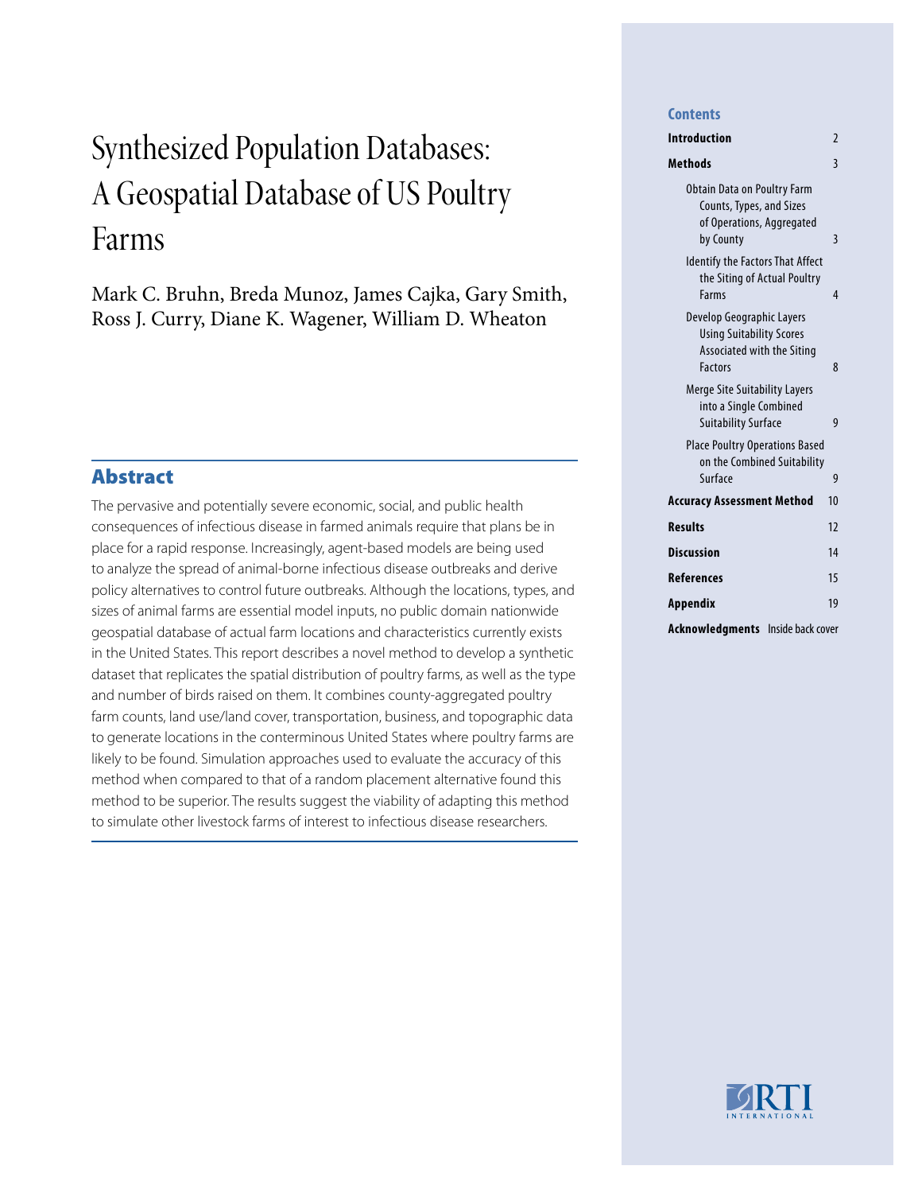# Synthesized Population Databases: A Geospatial Database of US Poultry Farms

Mark C. Bruhn, Breda Munoz, James Cajka, Gary Smith, Ross J. Curry, Diane K. Wagener, William D. Wheaton

## Abstract

The pervasive and potentially severe economic, social, and public health consequences of infectious disease in farmed animals require that plans be in place for a rapid response. Increasingly, agent-based models are being used to analyze the spread of animal-borne infectious disease outbreaks and derive policy alternatives to control future outbreaks. Although the locations, types, and sizes of animal farms are essential model inputs, no public domain nationwide geospatial database of actual farm locations and characteristics currently exists in the United States. This report describes a novel method to develop a synthetic dataset that replicates the spatial distribution of poultry farms, as well as the type and number of birds raised on them. It combines county-aggregated poultry farm counts, land use/land cover, transportation, business, and topographic data to generate locations in the conterminous United States where poultry farms are likely to be found. Simulation approaches used to evaluate the accuracy of this method when compared to that of a random placement alternative found this method to be superior. The results suggest the viability of adapting this method to simulate other livestock farms of interest to infectious disease researchers.

## Contents

| Section | Page |
|---|---|
| **Introduction** | 2 |
| **Methods** | 3 |
| Obtain Data on Poultry Farm Counts, Types, and Sizes of Operations, Aggregated by County | 3 |
| Identify the Factors That Affect the Siting of Actual Poultry Farms | 4 |
| Develop Geographic Layers Using Suitability Scores Associated with the Siting Factors | 8 |
| Merge Site Suitability Layers into a Single Combined Suitability Surface | 9 |
| Place Poultry Operations Based on the Combined Suitability Surface | 9 |
| **Accuracy Assessment Method** | 10 |
| **Results** | 12 |
| **Discussion** | 14 |
| **References** | 15 |
| **Appendix** | 19 |
| **Acknowledgments** | Inside back cover |

RTI International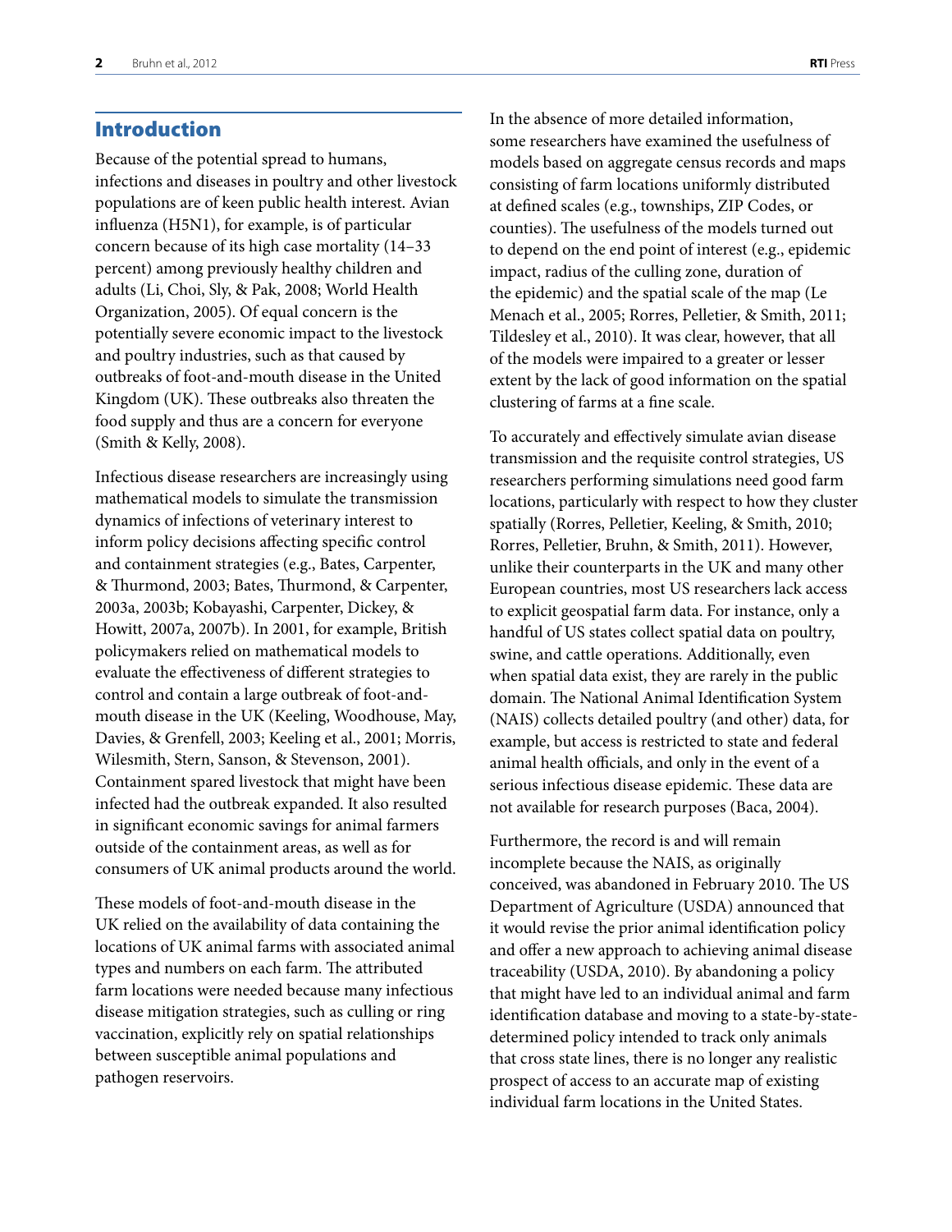## Introduction

Because of the potential spread to humans, infections and diseases in poultry and other livestock populations are of keen public health interest. Avian influenza (H5N1), for example, is of particular concern because of its high case mortality (14–33 percent) among previously healthy children and adults (Li, Choi, Sly, & Pak, 2008; World Health Organization, 2005). Of equal concern is the potentially severe economic impact to the livestock and poultry industries, such as that caused by outbreaks of foot-and-mouth disease in the United Kingdom (UK). These outbreaks also threaten the food supply and thus are a concern for everyone (Smith & Kelly, 2008).

Infectious disease researchers are increasingly using mathematical models to simulate the transmission dynamics of infections of veterinary interest to inform policy decisions affecting specific control and containment strategies (e.g., Bates, Carpenter, & Thurmond, 2003; Bates, Thurmond, & Carpenter, 2003a, 2003b; Kobayashi, Carpenter, Dickey, & Howitt, 2007a, 2007b). In 2001, for example, British policymakers relied on mathematical models to evaluate the effectiveness of different strategies to control and contain a large outbreak of foot-and-mouth disease in the UK (Keeling, Woodhouse, May, Davies, & Grenfell, 2003; Keeling et al., 2001; Morris, Wilesmith, Stern, Sanson, & Stevenson, 2001). Containment spared livestock that might have been infected had the outbreak expanded. It also resulted in significant economic savings for animal farmers outside of the containment areas, as well as for consumers of UK animal products around the world.

These models of foot-and-mouth disease in the UK relied on the availability of data containing the locations of UK animal farms with associated animal types and numbers on each farm. The attributed farm locations were needed because many infectious disease mitigation strategies, such as culling or ring vaccination, explicitly rely on spatial relationships between susceptible animal populations and pathogen reservoirs.

In the absence of more detailed information, some researchers have examined the usefulness of models based on aggregate census records and maps consisting of farm locations uniformly distributed at defined scales (e.g., townships, ZIP Codes, or counties). The usefulness of the models turned out to depend on the end point of interest (e.g., epidemic impact, radius of the culling zone, duration of the epidemic) and the spatial scale of the map (Le Menach et al., 2005; Rorres, Pelletier, & Smith, 2011; Tildesley et al., 2010). It was clear, however, that all of the models were impaired to a greater or lesser extent by the lack of good information on the spatial clustering of farms at a fine scale.

To accurately and effectively simulate avian disease transmission and the requisite control strategies, US researchers performing simulations need good farm locations, particularly with respect to how they cluster spatially (Rorres, Pelletier, Keeling, & Smith, 2010; Rorres, Pelletier, Bruhn, & Smith, 2011). However, unlike their counterparts in the UK and many other European countries, most US researchers lack access to explicit geospatial farm data. For instance, only a handful of US states collect spatial data on poultry, swine, and cattle operations. Additionally, even when spatial data exist, they are rarely in the public domain. The National Animal Identification System (NAIS) collects detailed poultry (and other) data, for example, but access is restricted to state and federal animal health officials, and only in the event of a serious infectious disease epidemic. These data are not available for research purposes (Baca, 2004).

Furthermore, the record is and will remain incomplete because the NAIS, as originally conceived, was abandoned in February 2010. The US Department of Agriculture (USDA) announced that it would revise the prior animal identification policy and offer a new approach to achieving animal disease traceability (USDA, 2010). By abandoning a policy that might have led to an individual animal and farm identification database and moving to a state-by-state-determined policy intended to track only animals that cross state lines, there is no longer any realistic prospect of access to an accurate map of existing individual farm locations in the United States.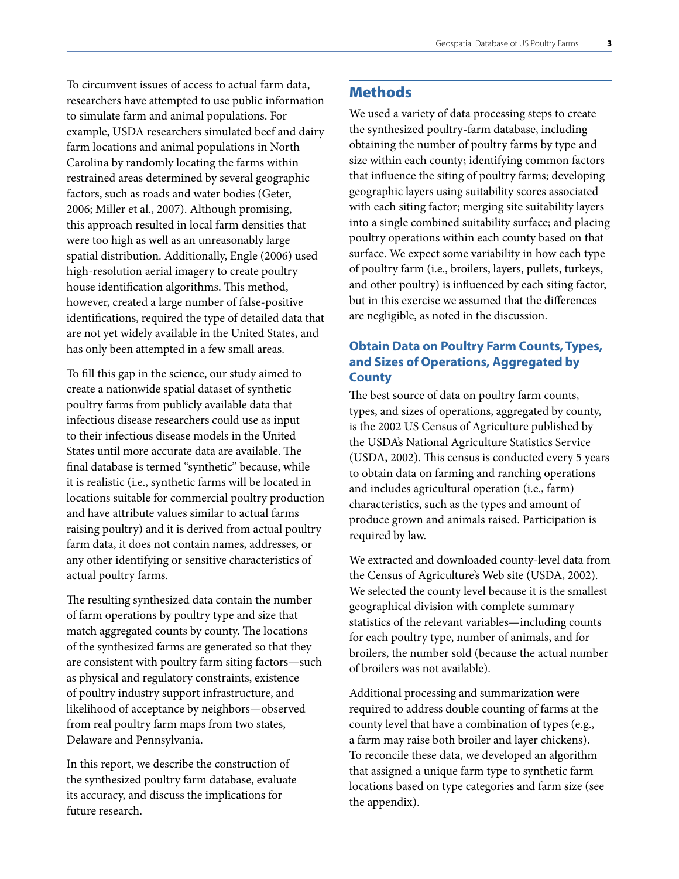To circumvent issues of access to actual farm data, researchers have attempted to use public information to simulate farm and animal populations. For example, USDA researchers simulated beef and dairy farm locations and animal populations in North Carolina by randomly locating the farms within restrained areas determined by several geographic factors, such as roads and water bodies (Geter, 2006; Miller et al., 2007). Although promising, this approach resulted in local farm densities that were too high as well as an unreasonably large spatial distribution. Additionally, Engle (2006) used high-resolution aerial imagery to create poultry house identification algorithms. This method, however, created a large number of false-positive identifications, required the type of detailed data that are not yet widely available in the United States, and has only been attempted in a few small areas.

To fill this gap in the science, our study aimed to create a nationwide spatial dataset of synthetic poultry farms from publicly available data that infectious disease researchers could use as input to their infectious disease models in the United States until more accurate data are available. The final database is termed "synthetic" because, while it is realistic (i.e., synthetic farms will be located in locations suitable for commercial poultry production and have attribute values similar to actual farms raising poultry) and it is derived from actual poultry farm data, it does not contain names, addresses, or any other identifying or sensitive characteristics of actual poultry farms.

The resulting synthesized data contain the number of farm operations by poultry type and size that match aggregated counts by county. The locations of the synthesized farms are generated so that they are consistent with poultry farm siting factors—such as physical and regulatory constraints, existence of poultry industry support infrastructure, and likelihood of acceptance by neighbors—observed from real poultry farm maps from two states, Delaware and Pennsylvania.

In this report, we describe the construction of the synthesized poultry farm database, evaluate its accuracy, and discuss the implications for future research.

## Methods

We used a variety of data processing steps to create the synthesized poultry-farm database, including obtaining the number of poultry farms by type and size within each county; identifying common factors that influence the siting of poultry farms; developing geographic layers using suitability scores associated with each siting factor; merging site suitability layers into a single combined suitability surface; and placing poultry operations within each county based on that surface. We expect some variability in how each type of poultry farm (i.e., broilers, layers, pullets, turkeys, and other poultry) is influenced by each siting factor, but in this exercise we assumed that the differences are negligible, as noted in the discussion.

### Obtain Data on Poultry Farm Counts, Types, and Sizes of Operations, Aggregated by County

The best source of data on poultry farm counts, types, and sizes of operations, aggregated by county, is the 2002 US Census of Agriculture published by the USDA's National Agriculture Statistics Service (USDA, 2002). This census is conducted every 5 years to obtain data on farming and ranching operations and includes agricultural operation (i.e., farm) characteristics, such as the types and amount of produce grown and animals raised. Participation is required by law.

We extracted and downloaded county-level data from the Census of Agriculture's Web site (USDA, 2002). We selected the county level because it is the smallest geographical division with complete summary statistics of the relevant variables—including counts for each poultry type, number of animals, and for broilers, the number sold (because the actual number of broilers was not available).

Additional processing and summarization were required to address double counting of farms at the county level that have a combination of types (e.g., a farm may raise both broiler and layer chickens). To reconcile these data, we developed an algorithm that assigned a unique farm type to synthetic farm locations based on type categories and farm size (see the appendix).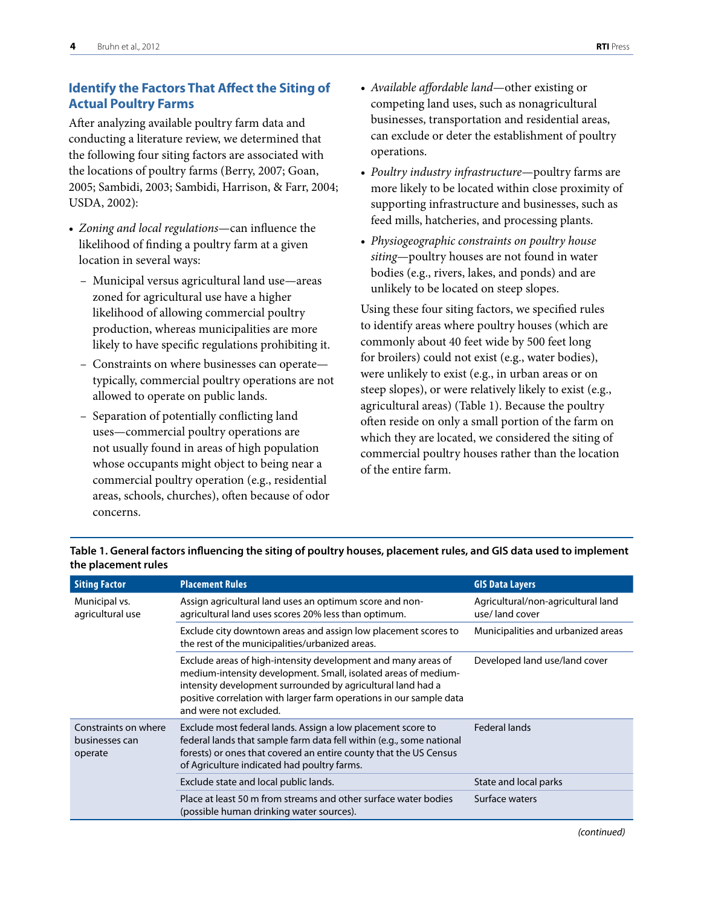## Identify the Factors That Affect the Siting of Actual Poultry Farms

After analyzing available poultry farm data and conducting a literature review, we determined that the following four siting factors are associated with the locations of poultry farms (Berry, 2007; Goan, 2005; Sambidi, 2003; Sambidi, Harrison, & Farr, 2004; USDA, 2002):

- *Zoning and local regulations*—can influence the likelihood of finding a poultry farm at a given location in several ways:
  - Municipal versus agricultural land use—areas zoned for agricultural use have a higher likelihood of allowing commercial poultry production, whereas municipalities are more likely to have specific regulations prohibiting it.
  - Constraints on where businesses can operate—typically, commercial poultry operations are not allowed to operate on public lands.
  - Separation of potentially conflicting land uses—commercial poultry operations are not usually found in areas of high population whose occupants might object to being near a commercial poultry operation (e.g., residential areas, schools, churches), often because of odor concerns.
- *Available affordable land*—other existing or competing land uses, such as nonagricultural businesses, transportation and residential areas, can exclude or deter the establishment of poultry operations.
- *Poultry industry infrastructure*—poultry farms are more likely to be located within close proximity of supporting infrastructure and businesses, such as feed mills, hatcheries, and processing plants.
- *Physiogeographic constraints on poultry house siting*—poultry houses are not found in water bodies (e.g., rivers, lakes, and ponds) and are unlikely to be located on steep slopes.

Using these four siting factors, we specified rules to identify areas where poultry houses (which are commonly about 40 feet wide by 500 feet long for broilers) could not exist (e.g., water bodies), were unlikely to exist (e.g., in urban areas or on steep slopes), or were relatively likely to exist (e.g., agricultural areas) (Table 1). Because the poultry often reside on only a small portion of the farm on which they are located, we considered the siting of commercial poultry houses rather than the location of the entire farm.

**Table 1. General factors influencing the siting of poultry houses, placement rules, and GIS data used to implement the placement rules**

| Siting Factor | Placement Rules | GIS Data Layers |
|---|---|---|
| Municipal vs. agricultural use | Assign agricultural land uses an optimum score and non-agricultural land uses scores 20% less than optimum. | Agricultural/non-agricultural land use/ land cover |
| | Exclude city downtown areas and assign low placement scores to the rest of the municipalities/urbanized areas. | Municipalities and urbanized areas |
| | Exclude areas of high-intensity development and many areas of medium-intensity development. Small, isolated areas of medium-intensity development surrounded by agricultural land had a positive correlation with larger farm operations in our sample data and were not excluded. | Developed land use/land cover |
| Constraints on where businesses can operate | Exclude most federal lands. Assign a low placement score to federal lands that sample farm data fell within (e.g., some national forests) or ones that covered an entire county that the US Census of Agriculture indicated had poultry farms. | Federal lands |
| | Exclude state and local public lands. | State and local parks |
| | Place at least 50 m from streams and other surface water bodies (possible human drinking water sources). | Surface waters |

*(continued)*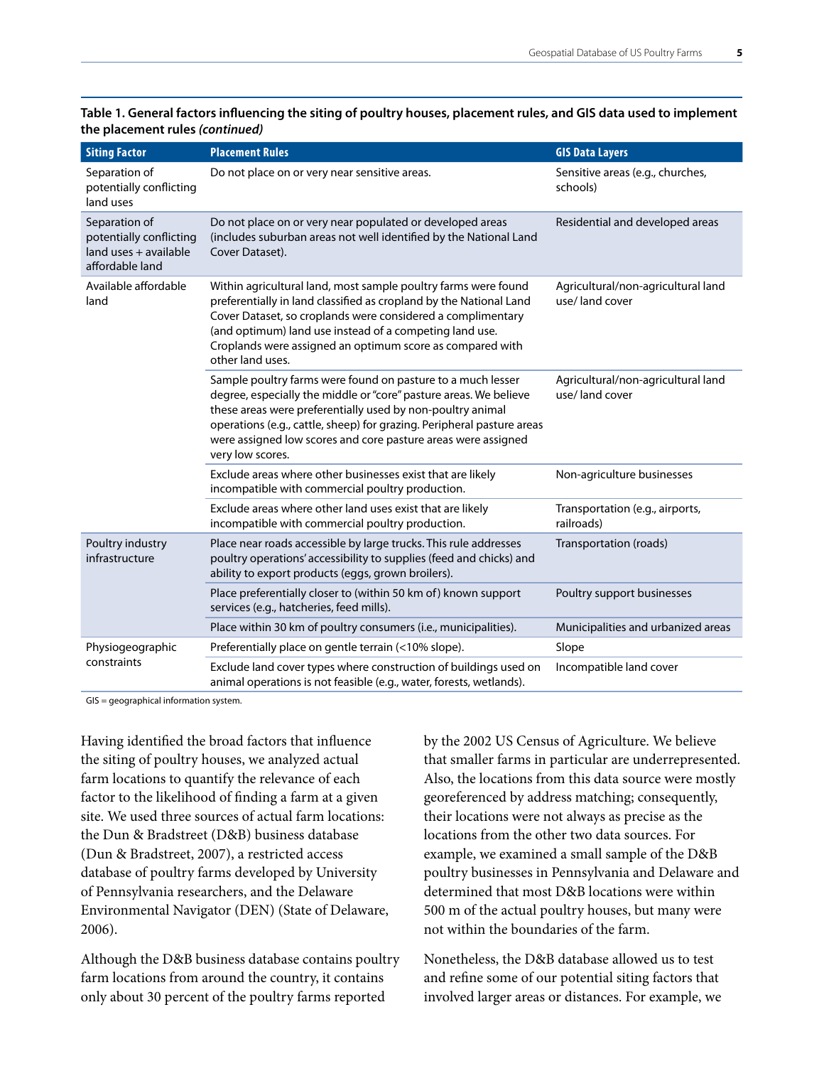**Table 1. General factors influencing the siting of poultry houses, placement rules, and GIS data used to implement the placement rules *(continued)***

| Siting Factor | Placement Rules | GIS Data Layers |
|---|---|---|
| Separation of potentially conflicting land uses | Do not place on or very near sensitive areas. | Sensitive areas (e.g., churches, schools) |
| Separation of potentially conflicting land uses + available affordable land | Do not place on or very near populated or developed areas (includes suburban areas not well identified by the National Land Cover Dataset). | Residential and developed areas |
| Available affordable land | Within agricultural land, most sample poultry farms were found preferentially in land classified as cropland by the National Land Cover Dataset, so croplands were considered a complimentary (and optimum) land use instead of a competing land use. Croplands were assigned an optimum score as compared with other land uses. | Agricultural/non-agricultural land use/ land cover |
| | Sample poultry farms were found on pasture to a much lesser degree, especially the middle or "core" pasture areas. We believe these areas were preferentially used by non-poultry animal operations (e.g., cattle, sheep) for grazing. Peripheral pasture areas were assigned low scores and core pasture areas were assigned very low scores. | Agricultural/non-agricultural land use/ land cover |
| | Exclude areas where other businesses exist that are likely incompatible with commercial poultry production. | Non-agriculture businesses |
| | Exclude areas where other land uses exist that are likely incompatible with commercial poultry production. | Transportation (e.g., airports, railroads) |
| Poultry industry infrastructure | Place near roads accessible by large trucks. This rule addresses poultry operations' accessibility to supplies (feed and chicks) and ability to export products (eggs, grown broilers). | Transportation (roads) |
| | Place preferentially closer to (within 50 km of) known support services (e.g., hatcheries, feed mills). | Poultry support businesses |
| | Place within 30 km of poultry consumers (i.e., municipalities). | Municipalities and urbanized areas |
| Physiogeographic constraints | Preferentially place on gentle terrain (<10% slope). | Slope |
| | Exclude land cover types where construction of buildings used on animal operations is not feasible (e.g., water, forests, wetlands). | Incompatible land cover |

GIS = geographical information system.

Having identified the broad factors that influence the siting of poultry houses, we analyzed actual farm locations to quantify the relevance of each factor to the likelihood of finding a farm at a given site. We used three sources of actual farm locations: the Dun & Bradstreet (D&B) business database (Dun & Bradstreet, 2007), a restricted access database of poultry farms developed by University of Pennsylvania researchers, and the Delaware Environmental Navigator (DEN) (State of Delaware, 2006).

Although the D&B business database contains poultry farm locations from around the country, it contains only about 30 percent of the poultry farms reported by the 2002 US Census of Agriculture. We believe that smaller farms in particular are underrepresented. Also, the locations from this data source were mostly georeferenced by address matching; consequently, their locations were not always as precise as the locations from the other two data sources. For example, we examined a small sample of the D&B poultry businesses in Pennsylvania and Delaware and determined that most D&B locations were within 500 m of the actual poultry houses, but many were not within the boundaries of the farm.

Nonetheless, the D&B database allowed us to test and refine some of our potential siting factors that involved larger areas or distances. For example, we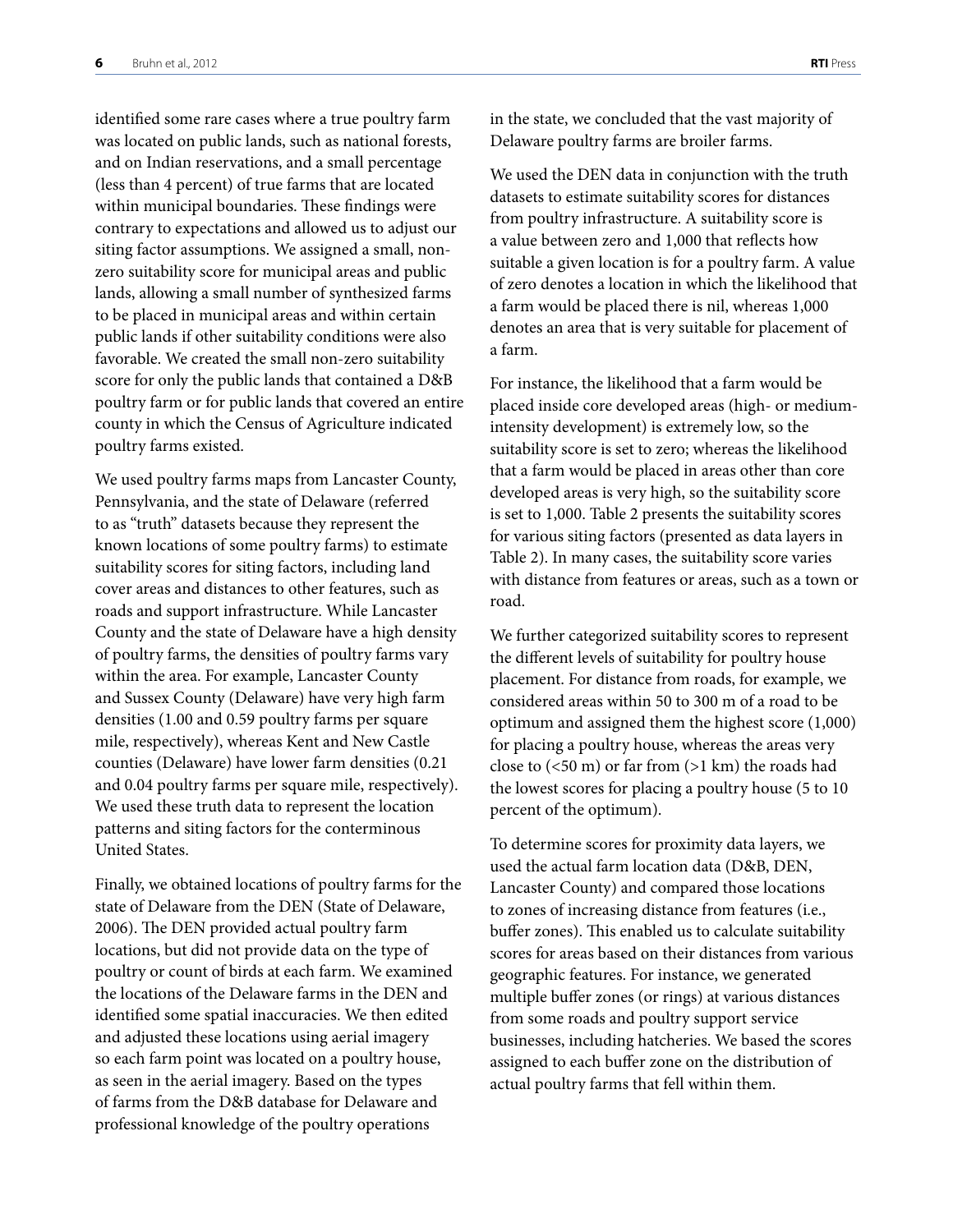identified some rare cases where a true poultry farm was located on public lands, such as national forests, and on Indian reservations, and a small percentage (less than 4 percent) of true farms that are located within municipal boundaries. These findings were contrary to expectations and allowed us to adjust our siting factor assumptions. We assigned a small, non-zero suitability score for municipal areas and public lands, allowing a small number of synthesized farms to be placed in municipal areas and within certain public lands if other suitability conditions were also favorable. We created the small non-zero suitability score for only the public lands that contained a D&B poultry farm or for public lands that covered an entire county in which the Census of Agriculture indicated poultry farms existed.

We used poultry farms maps from Lancaster County, Pennsylvania, and the state of Delaware (referred to as "truth" datasets because they represent the known locations of some poultry farms) to estimate suitability scores for siting factors, including land cover areas and distances to other features, such as roads and support infrastructure. While Lancaster County and the state of Delaware have a high density of poultry farms, the densities of poultry farms vary within the area. For example, Lancaster County and Sussex County (Delaware) have very high farm densities (1.00 and 0.59 poultry farms per square mile, respectively), whereas Kent and New Castle counties (Delaware) have lower farm densities (0.21 and 0.04 poultry farms per square mile, respectively). We used these truth data to represent the location patterns and siting factors for the conterminous United States.

Finally, we obtained locations of poultry farms for the state of Delaware from the DEN (State of Delaware, 2006). The DEN provided actual poultry farm locations, but did not provide data on the type of poultry or count of birds at each farm. We examined the locations of the Delaware farms in the DEN and identified some spatial inaccuracies. We then edited and adjusted these locations using aerial imagery so each farm point was located on a poultry house, as seen in the aerial imagery. Based on the types of farms from the D&B database for Delaware and professional knowledge of the poultry operations in the state, we concluded that the vast majority of Delaware poultry farms are broiler farms.

We used the DEN data in conjunction with the truth datasets to estimate suitability scores for distances from poultry infrastructure. A suitability score is a value between zero and 1,000 that reflects how suitable a given location is for a poultry farm. A value of zero denotes a location in which the likelihood that a farm would be placed there is nil, whereas 1,000 denotes an area that is very suitable for placement of a farm.

For instance, the likelihood that a farm would be placed inside core developed areas (high- or medium-intensity development) is extremely low, so the suitability score is set to zero; whereas the likelihood that a farm would be placed in areas other than core developed areas is very high, so the suitability score is set to 1,000. Table 2 presents the suitability scores for various siting factors (presented as data layers in Table 2). In many cases, the suitability score varies with distance from features or areas, such as a town or road.

We further categorized suitability scores to represent the different levels of suitability for poultry house placement. For distance from roads, for example, we considered areas within 50 to 300 m of a road to be optimum and assigned them the highest score (1,000) for placing a poultry house, whereas the areas very close to (<50 m) or far from (>1 km) the roads had the lowest scores for placing a poultry house (5 to 10 percent of the optimum).

To determine scores for proximity data layers, we used the actual farm location data (D&B, DEN, Lancaster County) and compared those locations to zones of increasing distance from features (i.e., buffer zones). This enabled us to calculate suitability scores for areas based on their distances from various geographic features. For instance, we generated multiple buffer zones (or rings) at various distances from some roads and poultry support service businesses, including hatcheries. We based the scores assigned to each buffer zone on the distribution of actual poultry farms that fell within them.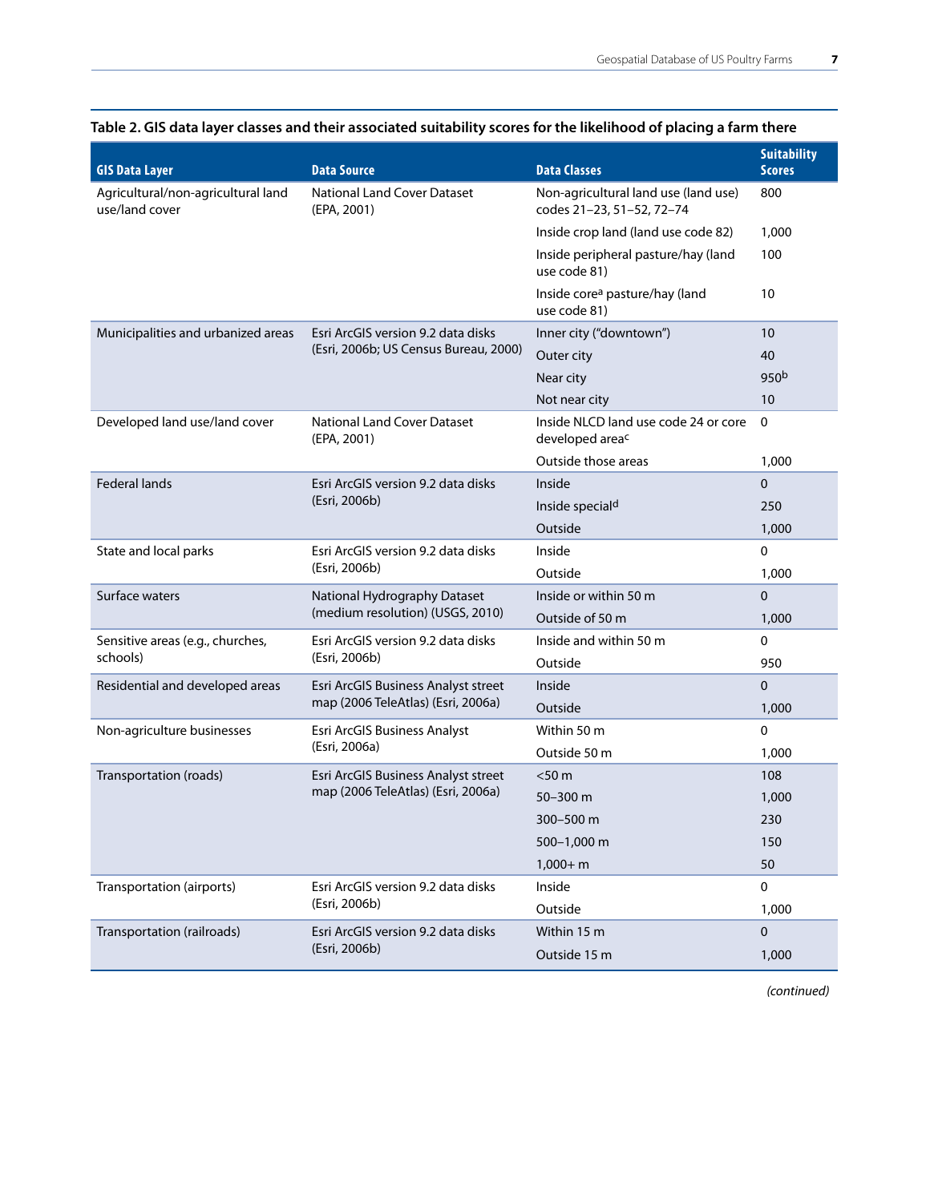**Table 2. GIS data layer classes and their associated suitability scores for the likelihood of placing a farm there**

| GIS Data Layer | Data Source | Data Classes | Suitability Scores |
|---|---|---|---|
| Agricultural/non-agricultural land use/land cover | National Land Cover Dataset (EPA, 2001) | Non-agricultural land use (land use) codes 21–23, 51–52, 72–74 | 800 |
| | | Inside crop land (land use code 82) | 1,000 |
| | | Inside peripheral pasture/hay (land use code 81) | 100 |
| | | Inside core[a] pasture/hay (land use code 81) | 10 |
| Municipalities and urbanized areas | Esri ArcGIS version 9.2 data disks (Esri, 2006b; US Census Bureau, 2000) | Inner city ("downtown") | 10 |
| | | Outer city | 40 |
| | | Near city | 950[b] |
| | | Not near city | 10 |
| Developed land use/land cover | National Land Cover Dataset (EPA, 2001) | Inside NLCD land use code 24 or core developed area[c] | 0 |
| | | Outside those areas | 1,000 |
| Federal lands | Esri ArcGIS version 9.2 data disks (Esri, 2006b) | Inside | 0 |
| | | Inside special[d] | 250 |
| | | Outside | 1,000 |
| State and local parks | Esri ArcGIS version 9.2 data disks (Esri, 2006b) | Inside | 0 |
| | | Outside | 1,000 |
| Surface waters | National Hydrography Dataset (medium resolution) (USGS, 2010) | Inside or within 50 m | 0 |
| | | Outside of 50 m | 1,000 |
| Sensitive areas (e.g., churches, schools) | Esri ArcGIS version 9.2 data disks (Esri, 2006b) | Inside and within 50 m | 0 |
| | | Outside | 950 |
| Residential and developed areas | Esri ArcGIS Business Analyst street map (2006 TeleAtlas) (Esri, 2006a) | Inside | 0 |
| | | Outside | 1,000 |
| Non-agriculture businesses | Esri ArcGIS Business Analyst (Esri, 2006a) | Within 50 m | 0 |
| | | Outside 50 m | 1,000 |
| Transportation (roads) | Esri ArcGIS Business Analyst street map (2006 TeleAtlas) (Esri, 2006a) | <50 m | 108 |
| | | 50–300 m | 1,000 |
| | | 300–500 m | 230 |
| | | 500–1,000 m | 150 |
| | | 1,000+ m | 50 |
| Transportation (airports) | Esri ArcGIS version 9.2 data disks (Esri, 2006b) | Inside | 0 |
| | | Outside | 1,000 |
| Transportation (railroads) | Esri ArcGIS version 9.2 data disks (Esri, 2006b) | Within 15 m | 0 |
| | | Outside 15 m | 1,000 |

*(continued)*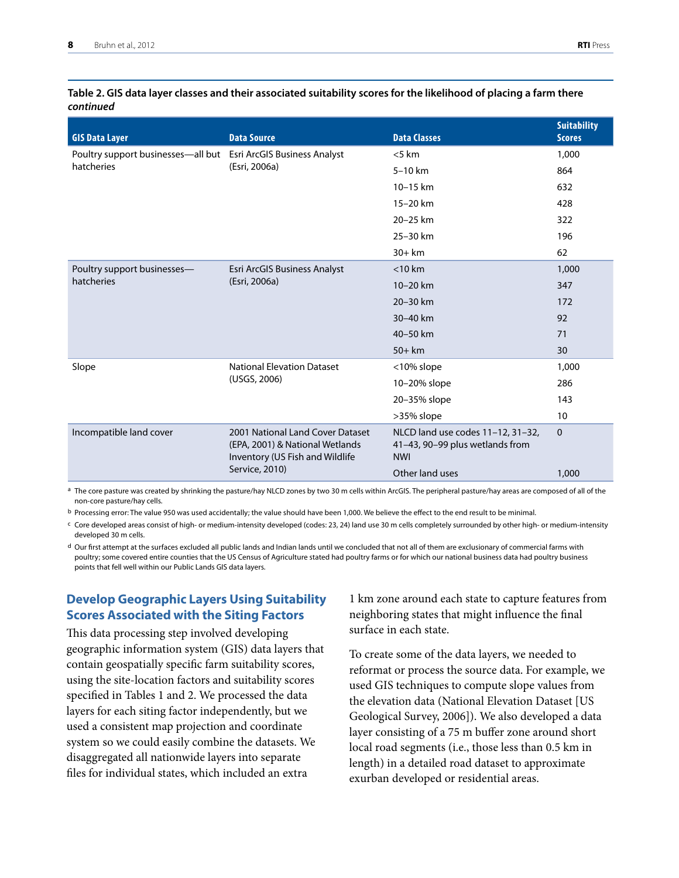**Table 2. GIS data layer classes and their associated suitability scores for the likelihood of placing a farm there *continued***

| GIS Data Layer | Data Source | Data Classes | Suitability Scores |
|---|---|---|---|
| Poultry support businesses—all but hatcheries | Esri ArcGIS Business Analyst (Esri, 2006a) | <5 km | 1,000 |
| | | 5–10 km | 864 |
| | | 10–15 km | 632 |
| | | 15–20 km | 428 |
| | | 20–25 km | 322 |
| | | 25–30 km | 196 |
| | | 30+ km | 62 |
| Poultry support businesses—hatcheries | Esri ArcGIS Business Analyst (Esri, 2006a) | <10 km | 1,000 |
| | | 10–20 km | 347 |
| | | 20–30 km | 172 |
| | | 30–40 km | 92 |
| | | 40–50 km | 71 |
| | | 50+ km | 30 |
| Slope | National Elevation Dataset (USGS, 2006) | <10% slope | 1,000 |
| | | 10–20% slope | 286 |
| | | 20–35% slope | 143 |
| | | >35% slope | 10 |
| Incompatible land cover | 2001 National Land Cover Dataset (EPA, 2001) & National Wetlands Inventory (US Fish and Wildlife Service, 2010) | NLCD land use codes 11–12, 31–32, 41–43, 90–99 plus wetlands from NWI | 0 |
| | | Other land uses | 1,000 |

[a] The core pasture was created by shrinking the pasture/hay NLCD zones by two 30 m cells within ArcGIS. The peripheral pasture/hay areas are composed of all of the non-core pasture/hay cells.

[b] Processing error: The value 950 was used accidentally; the value should have been 1,000. We believe the effect to the end result to be minimal.

[c] Core developed areas consist of high- or medium-intensity developed (codes: 23, 24) land use 30 m cells completely surrounded by other high- or medium-intensity developed 30 m cells.

[d] Our first attempt at the surfaces excluded all public lands and Indian lands until we concluded that not all of them are exclusionary of commercial farms with poultry; some covered entire counties that the US Census of Agriculture stated had poultry farms or for which our national business data had poultry business points that fell well within our Public Lands GIS data layers.

## Develop Geographic Layers Using Suitability Scores Associated with the Siting Factors

This data processing step involved developing geographic information system (GIS) data layers that contain geospatially specific farm suitability scores, using the site-location factors and suitability scores specified in Tables 1 and 2. We processed the data layers for each siting factor independently, but we used a consistent map projection and coordinate system so we could easily combine the datasets. We disaggregated all nationwide layers into separate files for individual states, which included an extra 1 km zone around each state to capture features from neighboring states that might influence the final surface in each state.

To create some of the data layers, we needed to reformat or process the source data. For example, we used GIS techniques to compute slope values from the elevation data (National Elevation Dataset [US Geological Survey, 2006]). We also developed a data layer consisting of a 75 m buffer zone around short local road segments (i.e., those less than 0.5 km in length) in a detailed road dataset to approximate exurban developed or residential areas.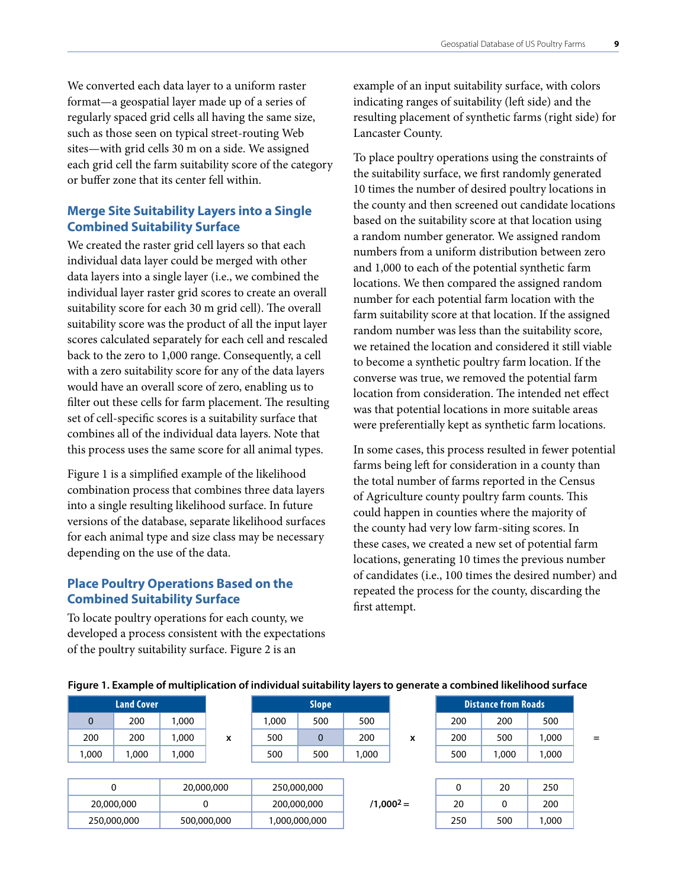We converted each data layer to a uniform raster format—a geospatial layer made up of a series of regularly spaced grid cells all having the same size, such as those seen on typical street-routing Web sites—with grid cells 30 m on a side. We assigned each grid cell the farm suitability score of the category or buffer zone that its center fell within.

### Merge Site Suitability Layers into a Single Combined Suitability Surface

We created the raster grid cell layers so that each individual data layer could be merged with other data layers into a single layer (i.e., we combined the individual layer raster grid scores to create an overall suitability score for each 30 m grid cell). The overall suitability score was the product of all the input layer scores calculated separately for each cell and rescaled back to the zero to 1,000 range. Consequently, a cell with a zero suitability score for any of the data layers would have an overall score of zero, enabling us to filter out these cells for farm placement. The resulting set of cell-specific scores is a suitability surface that combines all of the individual data layers. Note that this process uses the same score for all animal types.

Figure 1 is a simplified example of the likelihood combination process that combines three data layers into a single resulting likelihood surface. In future versions of the database, separate likelihood surfaces for each animal type and size class may be necessary depending on the use of the data.

### Place Poultry Operations Based on the Combined Suitability Surface

To locate poultry operations for each county, we developed a process consistent with the expectations of the poultry suitability surface. Figure 2 is an example of an input suitability surface, with colors indicating ranges of suitability (left side) and the resulting placement of synthetic farms (right side) for Lancaster County.

To place poultry operations using the constraints of the suitability surface, we first randomly generated 10 times the number of desired poultry locations in the county and then screened out candidate locations based on the suitability score at that location using a random number generator. We assigned random numbers from a uniform distribution between zero and 1,000 to each of the potential synthetic farm locations. We then compared the assigned random number for each potential farm location with the farm suitability score at that location. If the assigned random number was less than the suitability score, we retained the location and considered it still viable to become a synthetic poultry farm location. If the converse was true, we removed the potential farm location from consideration. The intended net effect was that potential locations in more suitable areas were preferentially kept as synthetic farm locations.

In some cases, this process resulted in fewer potential farms being left for consideration in a county than the total number of farms reported in the Census of Agriculture county poultry farm counts. This could happen in counties where the majority of the county had very low farm-siting scores. In these cases, we created a new set of potential farm locations, generating 10 times the previous number of candidates (i.e., 100 times the desired number) and repeated the process for the county, discarding the first attempt.

**Figure 1. Example of multiplication of individual suitability layers to generate a combined likelihood surface**

| Land Cover | | |
|---|---|---|
| 0 | 200 | 1,000 |
| 200 | 200 | 1,000 |
| 1,000 | 1,000 | 1,000 |

x

| Slope | | |
|---|---|---|
| 1,000 | 500 | 500 |
| 500 | 0 | 200 |
| 500 | 500 | 1,000 |

x

| Distance from Roads | | |
|---|---|---|
| 200 | 200 | 500 |
| 200 | 500 | 1,000 |
| 500 | 1,000 | 1,000 |

=

| | | |
|---|---|---|
| 0 | 20,000,000 | 250,000,000 |
| 20,000,000 | 0 | 200,000,000 |
| 250,000,000 | 500,000,000 | 1,000,000,000 |

$/1{,}000^2 =$

| | | |
|---|---|---|
| 0 | 20 | 250 |
| 20 | 0 | 200 |
| 250 | 500 | 1,000 |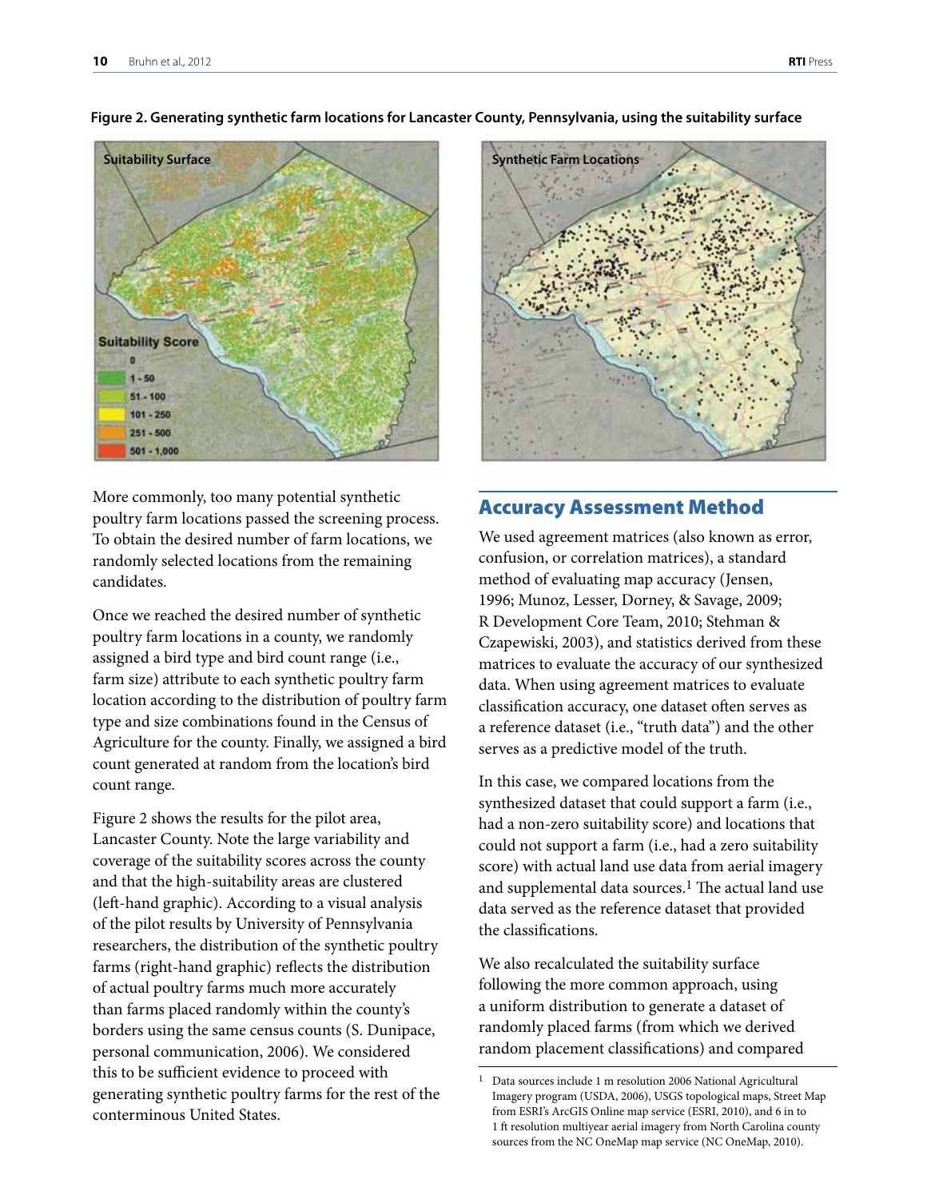**Figure 2. Generating synthetic farm locations for Lancaster County, Pennsylvania, using the suitability surface**

More commonly, too many potential synthetic poultry farm locations passed the screening process. To obtain the desired number of farm locations, we randomly selected locations from the remaining candidates.

Once we reached the desired number of synthetic poultry farm locations in a county, we randomly assigned a bird type and bird count range (i.e., farm size) attribute to each synthetic poultry farm location according to the distribution of poultry farm type and size combinations found in the Census of Agriculture for the county. Finally, we assigned a bird count generated at random from the location's bird count range.

Figure 2 shows the results for the pilot area, Lancaster County. Note the large variability and coverage of the suitability scores across the county and that the high-suitability areas are clustered (left-hand graphic). According to a visual analysis of the pilot results by University of Pennsylvania researchers, the distribution of the synthetic poultry farms (right-hand graphic) reflects the distribution of actual poultry farms much more accurately than farms placed randomly within the county's borders using the same census counts (S. Dunipace, personal communication, 2006). We considered this to be sufficient evidence to proceed with generating synthetic poultry farms for the rest of the conterminous United States.

## Accuracy Assessment Method

We used agreement matrices (also known as error, confusion, or correlation matrices), a standard method of evaluating map accuracy (Jensen, 1996; Munoz, Lesser, Dorney, & Savage, 2009; R Development Core Team, 2010; Stehman & Czapewiski, 2003), and statistics derived from these matrices to evaluate the accuracy of our synthesized data. When using agreement matrices to evaluate classification accuracy, one dataset often serves as a reference dataset (i.e., "truth data") and the other serves as a predictive model of the truth.

In this case, we compared locations from the synthesized dataset that could support a farm (i.e., had a non-zero suitability score) and locations that could not support a farm (i.e., had a zero suitability score) with actual land use data from aerial imagery and supplemental data sources.[1] The actual land use data served as the reference dataset that provided the classifications.

We also recalculated the suitability surface following the more common approach, using a uniform distribution to generate a dataset of randomly placed farms (from which we derived random placement classifications) and compared

[1] Data sources include 1 m resolution 2006 National Agricultural Imagery program (USDA, 2006), USGS topological maps, Street Map from ESRI's ArcGIS Online map service (ESRI, 2010), and 6 in to 1 ft resolution multiyear aerial imagery from North Carolina county sources from the NC OneMap map service (NC OneMap, 2010).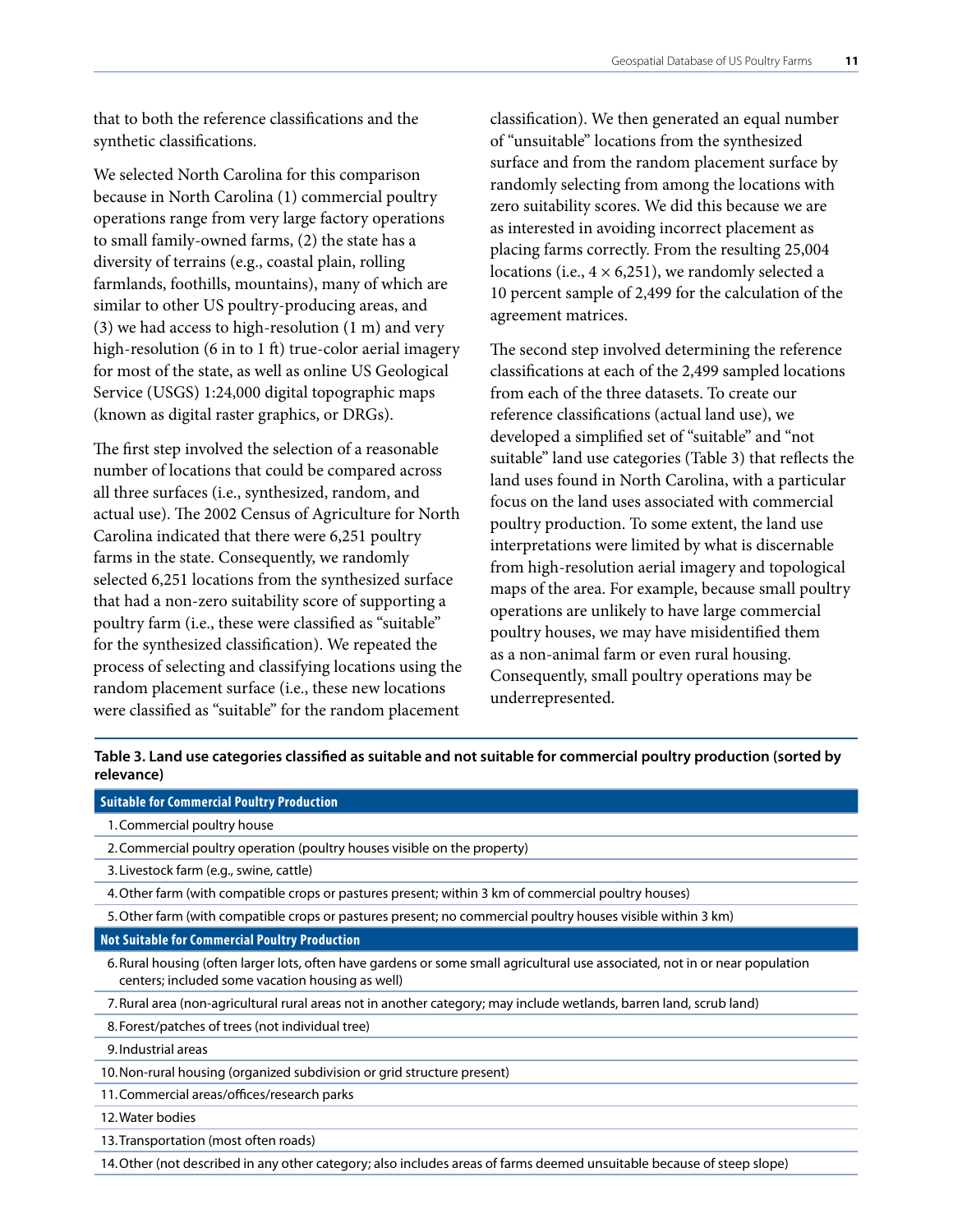that to both the reference classifications and the synthetic classifications.

We selected North Carolina for this comparison because in North Carolina (1) commercial poultry operations range from very large factory operations to small family-owned farms, (2) the state has a diversity of terrains (e.g., coastal plain, rolling farmlands, foothills, mountains), many of which are similar to other US poultry-producing areas, and (3) we had access to high-resolution (1 m) and very high-resolution (6 in to 1 ft) true-color aerial imagery for most of the state, as well as online US Geological Service (USGS) 1:24,000 digital topographic maps (known as digital raster graphics, or DRGs).

The first step involved the selection of a reasonable number of locations that could be compared across all three surfaces (i.e., synthesized, random, and actual use). The 2002 Census of Agriculture for North Carolina indicated that there were 6,251 poultry farms in the state. Consequently, we randomly selected 6,251 locations from the synthesized surface that had a non-zero suitability score of supporting a poultry farm (i.e., these were classified as "suitable" for the synthesized classification). We repeated the process of selecting and classifying locations using the random placement surface (i.e., these new locations were classified as "suitable" for the random placement classification). We then generated an equal number of "unsuitable" locations from the synthesized surface and from the random placement surface by randomly selecting from among the locations with zero suitability scores. We did this because we are as interested in avoiding incorrect placement as placing farms correctly. From the resulting 25,004 locations (i.e., 4 × 6,251), we randomly selected a 10 percent sample of 2,499 for the calculation of the agreement matrices.

The second step involved determining the reference classifications at each of the 2,499 sampled locations from each of the three datasets. To create our reference classifications (actual land use), we developed a simplified set of "suitable" and "not suitable" land use categories (Table 3) that reflects the land uses found in North Carolina, with a particular focus on the land uses associated with commercial poultry production. To some extent, the land use interpretations were limited by what is discernable from high-resolution aerial imagery and topological maps of the area. For example, because small poultry operations are unlikely to have large commercial poultry houses, we may have misidentified them as a non-animal farm or even rural housing. Consequently, small poultry operations may be underrepresented.

**Table 3. Land use categories classified as suitable and not suitable for commercial poultry production (sorted by relevance)**

| **Suitable for Commercial Poultry Production** |
|---|
| 1. Commercial poultry house |
| 2. Commercial poultry operation (poultry houses visible on the property) |
| 3. Livestock farm (e.g., swine, cattle) |
| 4. Other farm (with compatible crops or pastures present; within 3 km of commercial poultry houses) |
| 5. Other farm (with compatible crops or pastures present; no commercial poultry houses visible within 3 km) |
| **Not Suitable for Commercial Poultry Production** |
| 6. Rural housing (often larger lots, often have gardens or some small agricultural use associated, not in or near population centers; included some vacation housing as well) |
| 7. Rural area (non-agricultural rural areas not in another category; may include wetlands, barren land, scrub land) |
| 8. Forest/patches of trees (not individual tree) |
| 9. Industrial areas |
| 10. Non-rural housing (organized subdivision or grid structure present) |
| 11. Commercial areas/offices/research parks |
| 12. Water bodies |
| 13. Transportation (most often roads) |
| 14. Other (not described in any other category; also includes areas of farms deemed unsuitable because of steep slope) |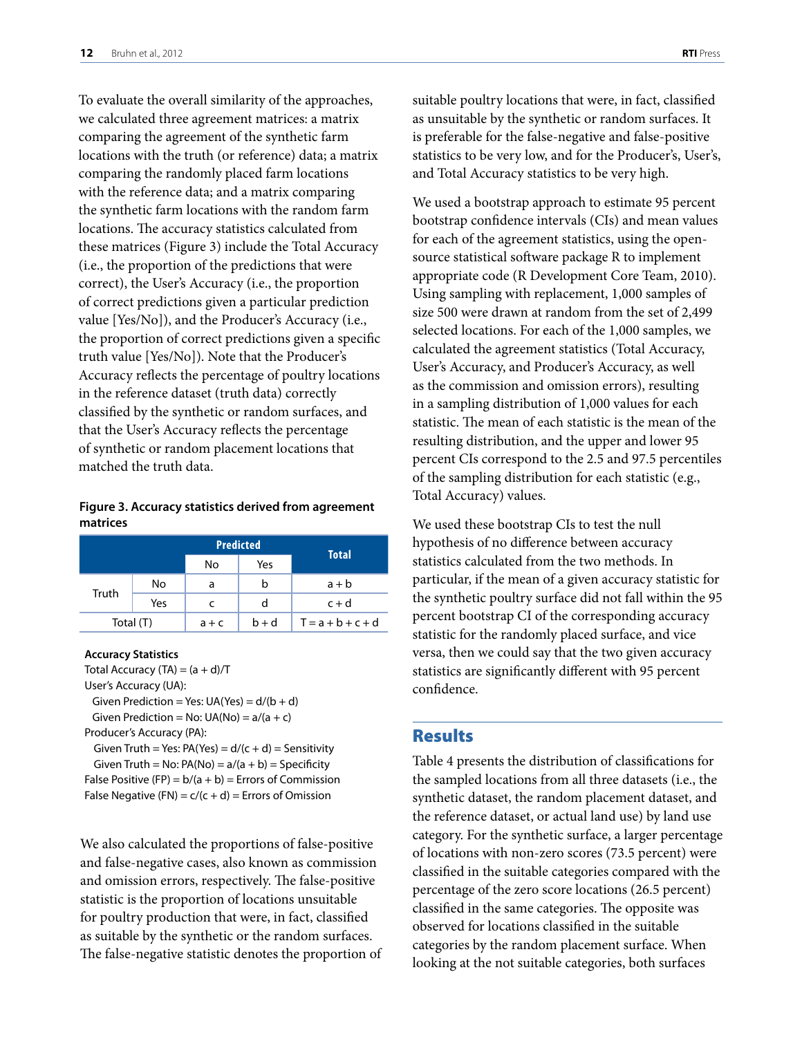To evaluate the overall similarity of the approaches, we calculated three agreement matrices: a matrix comparing the agreement of the synthetic farm locations with the truth (or reference) data; a matrix comparing the randomly placed farm locations with the reference data; and a matrix comparing the synthetic farm locations with the random farm locations. The accuracy statistics calculated from these matrices (Figure 3) include the Total Accuracy (i.e., the proportion of the predictions that were correct), the User's Accuracy (i.e., the proportion of correct predictions given a particular prediction value [Yes/No]), and the Producer's Accuracy (i.e., the proportion of correct predictions given a specific truth value [Yes/No]). Note that the Producer's Accuracy reflects the percentage of poultry locations in the reference dataset (truth data) correctly classified by the synthetic or random surfaces, and that the User's Accuracy reflects the percentage of synthetic or random placement locations that matched the truth data.

**Figure 3. Accuracy statistics derived from agreement matrices**

| | | Predicted | | Total |
|---|---|---|---|---|
| | | No | Yes | |
| Truth | No | a | b | a + b |
| | Yes | c | d | c + d |
| Total (T) | | a + c | b + d | T = a + b + c + d |

**Accuracy Statistics**

Total Accuracy (TA) = (a + d)/T

User's Accuracy (UA):

- Given Prediction = Yes: UA(Yes) = d/(b + d)
- Given Prediction = No: UA(No) = a/(a + c)

Producer's Accuracy (PA):

- Given Truth = Yes: PA(Yes) = d/(c + d) = Sensitivity
- Given Truth = No: PA(No) = a/(a + b) = Specificity

False Positive (FP) = b/(a + b) = Errors of Commission

False Negative (FN) = c/(c + d) = Errors of Omission

We also calculated the proportions of false-positive and false-negative cases, also known as commission and omission errors, respectively. The false-positive statistic is the proportion of locations unsuitable for poultry production that were, in fact, classified as suitable by the synthetic or the random surfaces. The false-negative statistic denotes the proportion of suitable poultry locations that were, in fact, classified as unsuitable by the synthetic or random surfaces. It is preferable for the false-negative and false-positive statistics to be very low, and for the Producer's, User's, and Total Accuracy statistics to be very high.

We used a bootstrap approach to estimate 95 percent bootstrap confidence intervals (CIs) and mean values for each of the agreement statistics, using the open-source statistical software package R to implement appropriate code (R Development Core Team, 2010). Using sampling with replacement, 1,000 samples of size 500 were drawn at random from the set of 2,499 selected locations. For each of the 1,000 samples, we calculated the agreement statistics (Total Accuracy, User's Accuracy, and Producer's Accuracy, as well as the commission and omission errors), resulting in a sampling distribution of 1,000 values for each statistic. The mean of each statistic is the mean of the resulting distribution, and the upper and lower 95 percent CIs correspond to the 2.5 and 97.5 percentiles of the sampling distribution for each statistic (e.g., Total Accuracy) values.

We used these bootstrap CIs to test the null hypothesis of no difference between accuracy statistics calculated from the two methods. In particular, if the mean of a given accuracy statistic for the synthetic poultry surface did not fall within the 95 percent bootstrap CI of the corresponding accuracy statistic for the randomly placed surface, and vice versa, then we could say that the two given accuracy statistics are significantly different with 95 percent confidence.

## Results

Table 4 presents the distribution of classifications for the sampled locations from all three datasets (i.e., the synthetic dataset, the random placement dataset, and the reference dataset, or actual land use) by land use category. For the synthetic surface, a larger percentage of locations with non-zero scores (73.5 percent) were classified in the suitable categories compared with the percentage of the zero score locations (26.5 percent) classified in the same categories. The opposite was observed for locations classified in the suitable categories by the random placement surface. When looking at the not suitable categories, both surfaces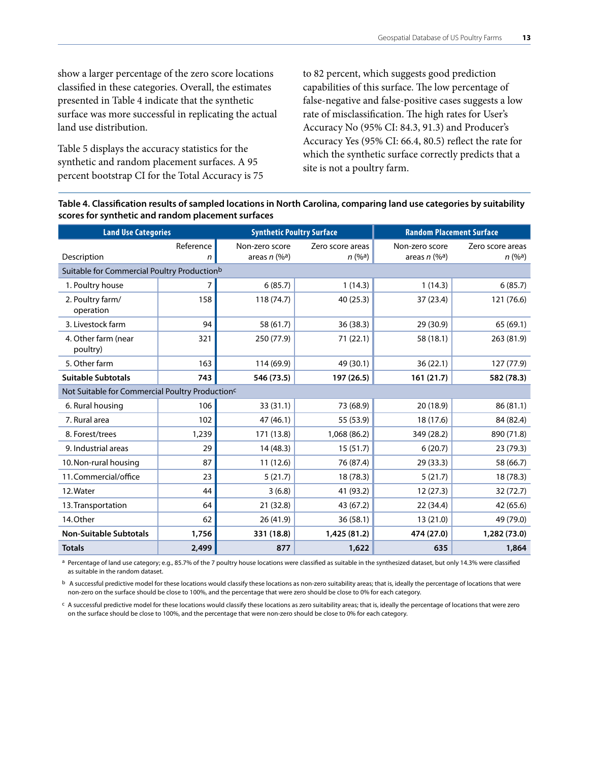show a larger percentage of the zero score locations classified in these categories. Overall, the estimates presented in Table 4 indicate that the synthetic surface was more successful in replicating the actual land use distribution.

Table 5 displays the accuracy statistics for the synthetic and random placement surfaces. A 95 percent bootstrap CI for the Total Accuracy is 75 to 82 percent, which suggests good prediction capabilities of this surface. The low percentage of false-negative and false-positive cases suggests a low rate of misclassification. The high rates for User's Accuracy No (95% CI: 84.3, 91.3) and Producer's Accuracy Yes (95% CI: 66.4, 80.5) reflect the rate for which the synthetic surface correctly predicts that a site is not a poultry farm.

**Table 4. Classification results of sampled locations in North Carolina, comparing land use categories by suitability scores for synthetic and random placement surfaces**

| Land Use Categories | | Synthetic Poultry Surface | | Random Placement Surface | |
|---|---|---|---|---|---|
| Description | Reference *n* | Non-zero score areas *n* (%[a]) | Zero score areas *n* (%[a]) | Non-zero score areas *n* (%[a]) | Zero score areas *n* (%[a]) |
| Suitable for Commercial Poultry Production[b] | | | | | |
| 1. Poultry house | 7 | 6 (85.7) | 1 (14.3) | 1 (14.3) | 6 (85.7) |
| 2. Poultry farm/ operation | 158 | 118 (74.7) | 40 (25.3) | 37 (23.4) | 121 (76.6) |
| 3. Livestock farm | 94 | 58 (61.7) | 36 (38.3) | 29 (30.9) | 65 (69.1) |
| 4. Other farm (near poultry) | 321 | 250 (77.9) | 71 (22.1) | 58 (18.1) | 263 (81.9) |
| 5. Other farm | 163 | 114 (69.9) | 49 (30.1) | 36 (22.1) | 127 (77.9) |
| **Suitable Subtotals** | **743** | **546 (73.5)** | **197 (26.5)** | **161 (21.7)** | **582 (78.3)** |
| Not Suitable for Commercial Poultry Production[c] | | | | | |
| 6. Rural housing | 106 | 33 (31.1) | 73 (68.9) | 20 (18.9) | 86 (81.1) |
| 7. Rural area | 102 | 47 (46.1) | 55 (53.9) | 18 (17.6) | 84 (82.4) |
| 8. Forest/trees | 1,239 | 171 (13.8) | 1,068 (86.2) | 349 (28.2) | 890 (71.8) |
| 9. Industrial areas | 29 | 14 (48.3) | 15 (51.7) | 6 (20.7) | 23 (79.3) |
| 10. Non-rural housing | 87 | 11 (12.6) | 76 (87.4) | 29 (33.3) | 58 (66.7) |
| 11. Commercial/office | 23 | 5 (21.7) | 18 (78.3) | 5 (21.7) | 18 (78.3) |
| 12. Water | 44 | 3 (6.8) | 41 (93.2) | 12 (27.3) | 32 (72.7) |
| 13. Transportation | 64 | 21 (32.8) | 43 (67.2) | 22 (34.4) | 42 (65.6) |
| 14. Other | 62 | 26 (41.9) | 36 (58.1) | 13 (21.0) | 49 (79.0) |
| **Non-Suitable Subtotals** | **1,756** | **331 (18.8)** | **1,425 (81.2)** | **474 (27.0)** | **1,282 (73.0)** |
| **Totals** | **2,499** | **877** | **1,622** | **635** | **1,864** |

[a] Percentage of land use category; e.g., 85.7% of the 7 poultry house locations were classified as suitable in the synthesized dataset, but only 14.3% were classified as suitable in the random dataset.

[b] A successful predictive model for these locations would classify these locations as non-zero suitability areas; that is, ideally the percentage of locations that were non-zero on the surface should be close to 100%, and the percentage that were zero should be close to 0% for each category.

[c] A successful predictive model for these locations would classify these locations as zero suitability areas; that is, ideally the percentage of locations that were zero on the surface should be close to 100%, and the percentage that were non-zero should be close to 0% for each category.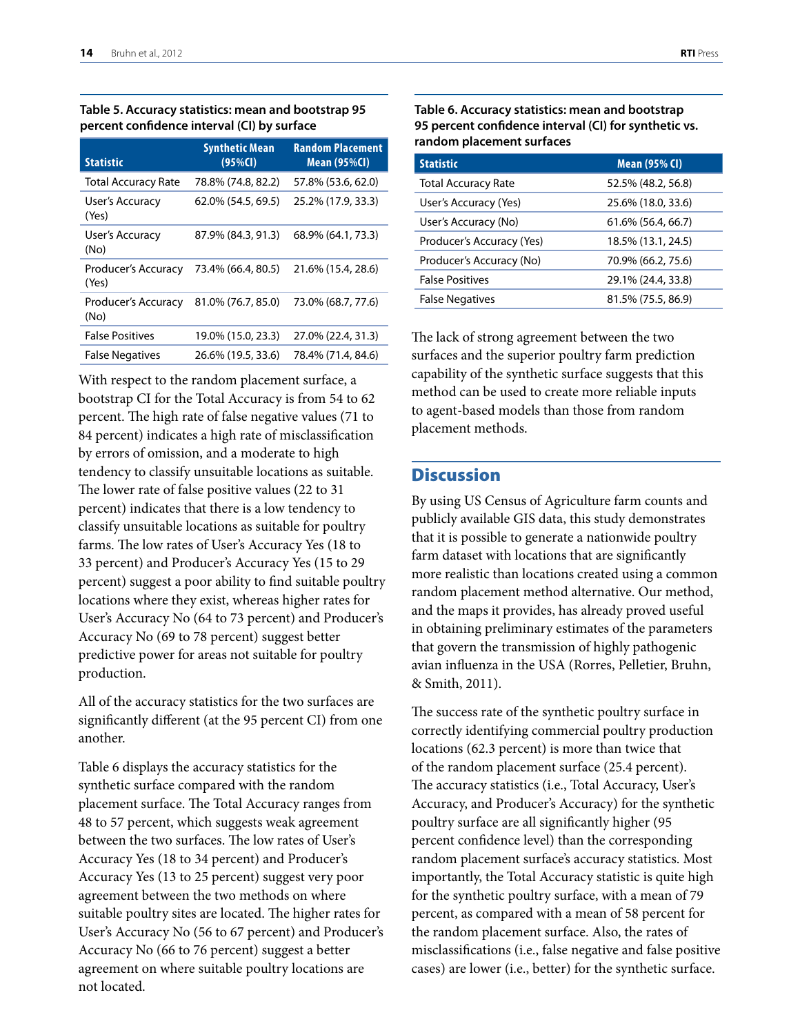**Table 5. Accuracy statistics: mean and bootstrap 95 percent confidence interval (CI) by surface**

| Statistic | Synthetic Mean (95%CI) | Random Placement Mean (95%CI) |
|---|---|---|
| Total Accuracy Rate | 78.8% (74.8, 82.2) | 57.8% (53.6, 62.0) |
| User's Accuracy (Yes) | 62.0% (54.5, 69.5) | 25.2% (17.9, 33.3) |
| User's Accuracy (No) | 87.9% (84.3, 91.3) | 68.9% (64.1, 73.3) |
| Producer's Accuracy (Yes) | 73.4% (66.4, 80.5) | 21.6% (15.4, 28.6) |
| Producer's Accuracy (No) | 81.0% (76.7, 85.0) | 73.0% (68.7, 77.6) |
| False Positives | 19.0% (15.0, 23.3) | 27.0% (22.4, 31.3) |
| False Negatives | 26.6% (19.5, 33.6) | 78.4% (71.4, 84.6) |

With respect to the random placement surface, a bootstrap CI for the Total Accuracy is from 54 to 62 percent. The high rate of false negative values (71 to 84 percent) indicates a high rate of misclassification by errors of omission, and a moderate to high tendency to classify unsuitable locations as suitable. The lower rate of false positive values (22 to 31 percent) indicates that there is a low tendency to classify unsuitable locations as suitable for poultry farms. The low rates of User's Accuracy Yes (18 to 33 percent) and Producer's Accuracy Yes (15 to 29 percent) suggest a poor ability to find suitable poultry locations where they exist, whereas higher rates for User's Accuracy No (64 to 73 percent) and Producer's Accuracy No (69 to 78 percent) suggest better predictive power for areas not suitable for poultry production.

All of the accuracy statistics for the two surfaces are significantly different (at the 95 percent CI) from one another.

Table 6 displays the accuracy statistics for the synthetic surface compared with the random placement surface. The Total Accuracy ranges from 48 to 57 percent, which suggests weak agreement between the two surfaces. The low rates of User's Accuracy Yes (18 to 34 percent) and Producer's Accuracy Yes (13 to 25 percent) suggest very poor agreement between the two methods on where suitable poultry sites are located. The higher rates for User's Accuracy No (56 to 67 percent) and Producer's Accuracy No (66 to 76 percent) suggest a better agreement on where suitable poultry locations are not located.

**Table 6. Accuracy statistics: mean and bootstrap 95 percent confidence interval (CI) for synthetic vs. random placement surfaces**

| Statistic | Mean (95% CI) |
|---|---|
| Total Accuracy Rate | 52.5% (48.2, 56.8) |
| User's Accuracy (Yes) | 25.6% (18.0, 33.6) |
| User's Accuracy (No) | 61.6% (56.4, 66.7) |
| Producer's Accuracy (Yes) | 18.5% (13.1, 24.5) |
| Producer's Accuracy (No) | 70.9% (66.2, 75.6) |
| False Positives | 29.1% (24.4, 33.8) |
| False Negatives | 81.5% (75.5, 86.9) |

The lack of strong agreement between the two surfaces and the superior poultry farm prediction capability of the synthetic surface suggests that this method can be used to create more reliable inputs to agent-based models than those from random placement methods.

## Discussion

By using US Census of Agriculture farm counts and publicly available GIS data, this study demonstrates that it is possible to generate a nationwide poultry farm dataset with locations that are significantly more realistic than locations created using a common random placement method alternative. Our method, and the maps it provides, has already proved useful in obtaining preliminary estimates of the parameters that govern the transmission of highly pathogenic avian influenza in the USA (Rorres, Pelletier, Bruhn, & Smith, 2011).

The success rate of the synthetic poultry surface in correctly identifying commercial poultry production locations (62.3 percent) is more than twice that of the random placement surface (25.4 percent). The accuracy statistics (i.e., Total Accuracy, User's Accuracy, and Producer's Accuracy) for the synthetic poultry surface are all significantly higher (95 percent confidence level) than the corresponding random placement surface's accuracy statistics. Most importantly, the Total Accuracy statistic is quite high for the synthetic poultry surface, with a mean of 79 percent, as compared with a mean of 58 percent for the random placement surface. Also, the rates of misclassifications (i.e., false negative and false positive cases) are lower (i.e., better) for the synthetic surface.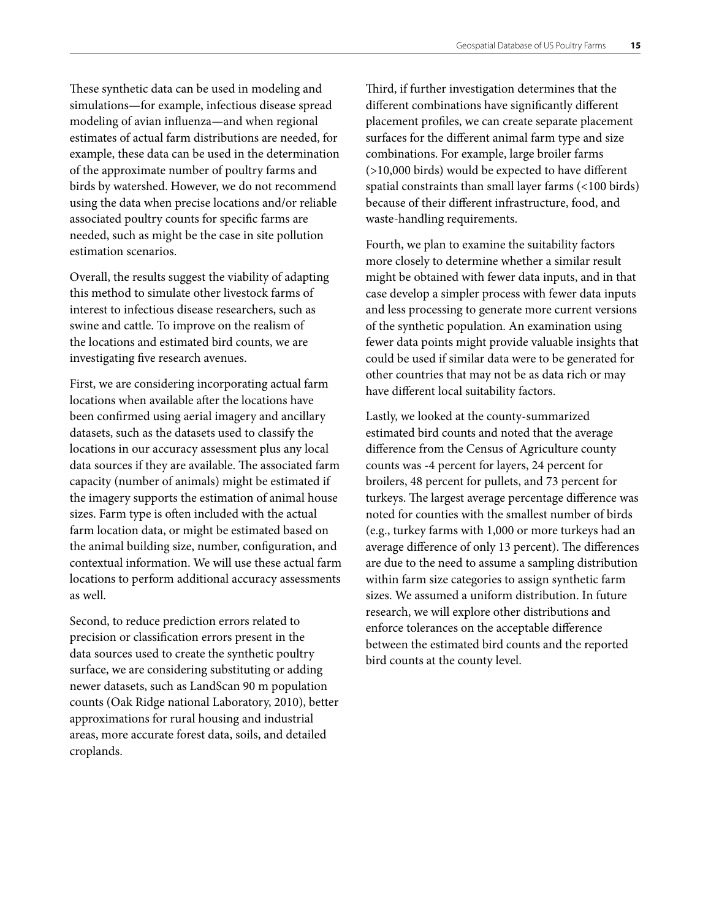These synthetic data can be used in modeling and simulations—for example, infectious disease spread modeling of avian influenza—and when regional estimates of actual farm distributions are needed, for example, these data can be used in the determination of the approximate number of poultry farms and birds by watershed. However, we do not recommend using the data when precise locations and/or reliable associated poultry counts for specific farms are needed, such as might be the case in site pollution estimation scenarios.

Overall, the results suggest the viability of adapting this method to simulate other livestock farms of interest to infectious disease researchers, such as swine and cattle. To improve on the realism of the locations and estimated bird counts, we are investigating five research avenues.

First, we are considering incorporating actual farm locations when available after the locations have been confirmed using aerial imagery and ancillary datasets, such as the datasets used to classify the locations in our accuracy assessment plus any local data sources if they are available. The associated farm capacity (number of animals) might be estimated if the imagery supports the estimation of animal house sizes. Farm type is often included with the actual farm location data, or might be estimated based on the animal building size, number, configuration, and contextual information. We will use these actual farm locations to perform additional accuracy assessments as well.

Second, to reduce prediction errors related to precision or classification errors present in the data sources used to create the synthetic poultry surface, we are considering substituting or adding newer datasets, such as LandScan 90 m population counts (Oak Ridge national Laboratory, 2010), better approximations for rural housing and industrial areas, more accurate forest data, soils, and detailed croplands.

Third, if further investigation determines that the different combinations have significantly different placement profiles, we can create separate placement surfaces for the different animal farm type and size combinations. For example, large broiler farms (>10,000 birds) would be expected to have different spatial constraints than small layer farms (<100 birds) because of their different infrastructure, food, and waste-handling requirements.

Fourth, we plan to examine the suitability factors more closely to determine whether a similar result might be obtained with fewer data inputs, and in that case develop a simpler process with fewer data inputs and less processing to generate more current versions of the synthetic population. An examination using fewer data points might provide valuable insights that could be used if similar data were to be generated for other countries that may not be as data rich or may have different local suitability factors.

Lastly, we looked at the county-summarized estimated bird counts and noted that the average difference from the Census of Agriculture county counts was -4 percent for layers, 24 percent for broilers, 48 percent for pullets, and 73 percent for turkeys. The largest average percentage difference was noted for counties with the smallest number of birds (e.g., turkey farms with 1,000 or more turkeys had an average difference of only 13 percent). The differences are due to the need to assume a sampling distribution within farm size categories to assign synthetic farm sizes. We assumed a uniform distribution. In future research, we will explore other distributions and enforce tolerances on the acceptable difference between the estimated bird counts and the reported bird counts at the county level.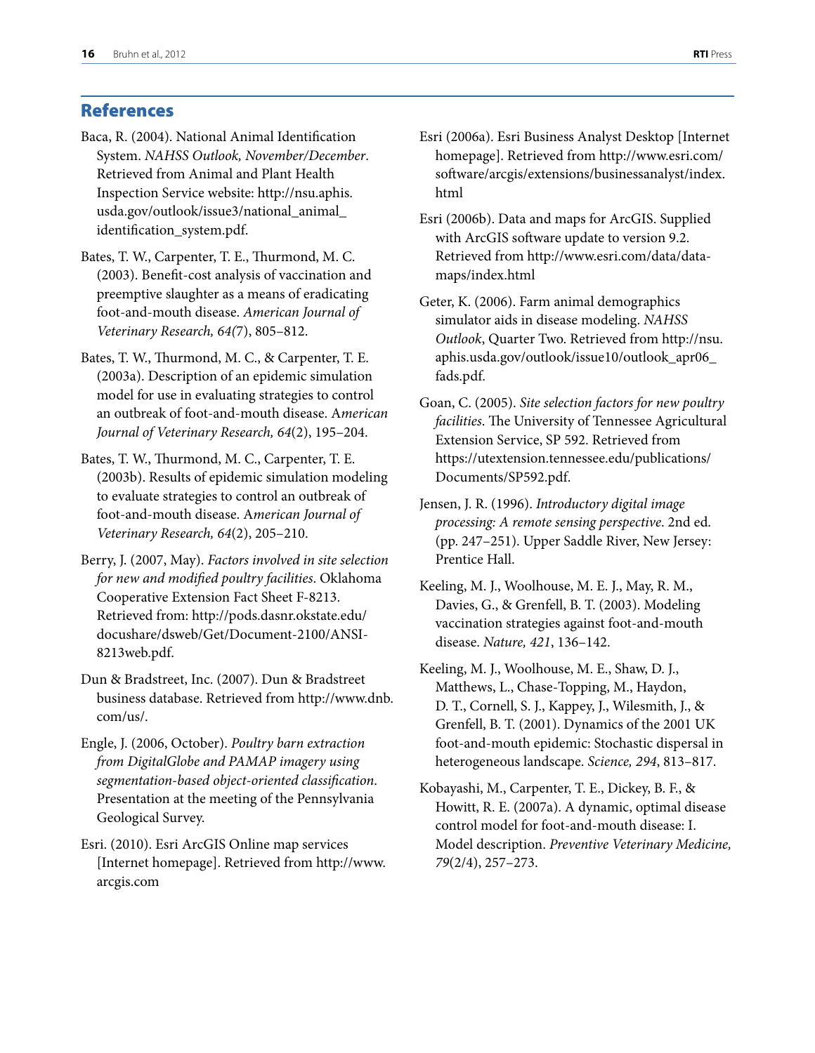## References

Baca, R. (2004). National Animal Identification System. *NAHSS Outlook, November/December*. Retrieved from Animal and Plant Health Inspection Service website: http://nsu.aphis.usda.gov/outlook/issue3/national_animal_identification_system.pdf.

Bates, T. W., Carpenter, T. E., Thurmond, M. C. (2003). Benefit-cost analysis of vaccination and preemptive slaughter as a means of eradicating foot-and-mouth disease. *American Journal of Veterinary Research, 64*(7), 805–812.

Bates, T. W., Thurmond, M. C., & Carpenter, T. E. (2003a). Description of an epidemic simulation model for use in evaluating strategies to control an outbreak of foot-and-mouth disease. A*merican Journal of Veterinary Research, 64*(2), 195–204.

Bates, T. W., Thurmond, M. C., Carpenter, T. E. (2003b). Results of epidemic simulation modeling to evaluate strategies to control an outbreak of foot-and-mouth disease. A*merican Journal of Veterinary Research, 64*(2), 205–210.

Berry, J. (2007, May). *Factors involved in site selection for new and modified poultry facilities*. Oklahoma Cooperative Extension Fact Sheet F-8213. Retrieved from: http://pods.dasnr.okstate.edu/docushare/dsweb/Get/Document-2100/ANSI-8213web.pdf.

Dun & Bradstreet, Inc. (2007). Dun & Bradstreet business database. Retrieved from http://www.dnb.com/us/.

Engle, J. (2006, October). *Poultry barn extraction from DigitalGlobe and PAMAP imagery using segmentation-based object-oriented classification*. Presentation at the meeting of the Pennsylvania Geological Survey.

Esri. (2010). Esri ArcGIS Online map services [Internet homepage]. Retrieved from http://www.arcgis.com

Esri (2006a). Esri Business Analyst Desktop [Internet homepage]. Retrieved from http://www.esri.com/software/arcgis/extensions/businessanalyst/index.html

Esri (2006b). Data and maps for ArcGIS. Supplied with ArcGIS software update to version 9.2. Retrieved from http://www.esri.com/data/data-maps/index.html

Geter, K. (2006). Farm animal demographics simulator aids in disease modeling. *NAHSS Outlook*, Quarter Two. Retrieved from http://nsu.aphis.usda.gov/outlook/issue10/outlook_apr06_fads.pdf.

Goan, C. (2005). *Site selection factors for new poultry facilities*. The University of Tennessee Agricultural Extension Service, SP 592. Retrieved from https://utextension.tennessee.edu/publications/Documents/SP592.pdf.

Jensen, J. R. (1996). *Introductory digital image processing: A remote sensing perspective*. 2nd ed. (pp. 247–251). Upper Saddle River, New Jersey: Prentice Hall.

Keeling, M. J., Woolhouse, M. E. J., May, R. M., Davies, G., & Grenfell, B. T. (2003). Modeling vaccination strategies against foot-and-mouth disease. *Nature, 421*, 136–142.

Keeling, M. J., Woolhouse, M. E., Shaw, D. J., Matthews, L., Chase-Topping, M., Haydon, D. T., Cornell, S. J., Kappey, J., Wilesmith, J., & Grenfell, B. T. (2001). Dynamics of the 2001 UK foot-and-mouth epidemic: Stochastic dispersal in heterogeneous landscape. *Science, 294*, 813–817.

Kobayashi, M., Carpenter, T. E., Dickey, B. F., & Howitt, R. E. (2007a). A dynamic, optimal disease control model for foot-and-mouth disease: I. Model description. *Preventive Veterinary Medicine, 79*(2/4), 257–273.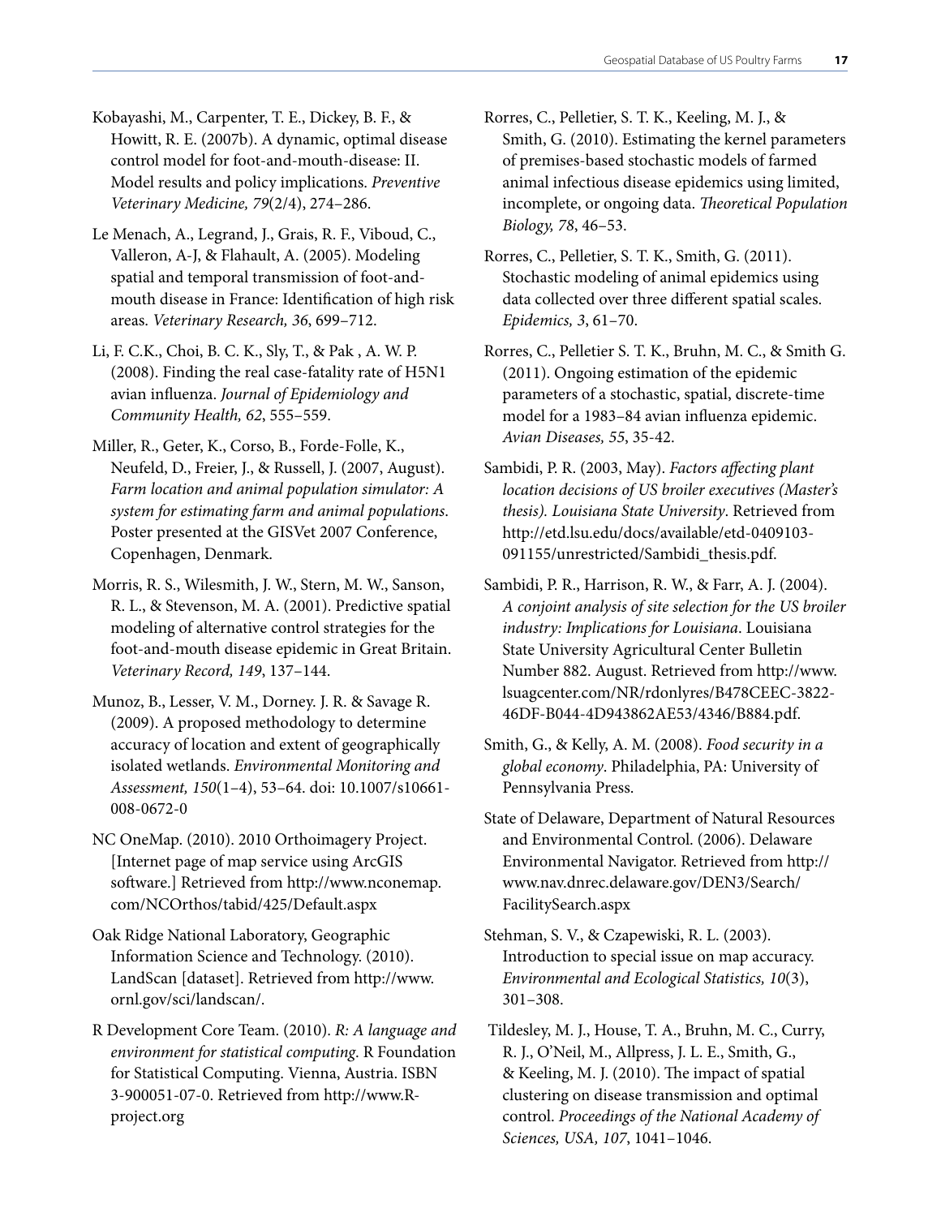Kobayashi, M., Carpenter, T. E., Dickey, B. F., & Howitt, R. E. (2007b). A dynamic, optimal disease control model for foot-and-mouth-disease: II. Model results and policy implications. *Preventive Veterinary Medicine, 79*(2/4), 274–286.

Le Menach, A., Legrand, J., Grais, R. F., Viboud, C., Valleron, A-J, & Flahault, A. (2005). Modeling spatial and temporal transmission of foot-and-mouth disease in France: Identification of high risk areas. *Veterinary Research, 36*, 699–712.

Li, F. C.K., Choi, B. C. K., Sly, T., & Pak , A. W. P. (2008). Finding the real case-fatality rate of H5N1 avian influenza. *Journal of Epidemiology and Community Health, 62*, 555–559.

Miller, R., Geter, K., Corso, B., Forde-Folle, K., Neufeld, D., Freier, J., & Russell, J. (2007, August). *Farm location and animal population simulator: A system for estimating farm and animal populations*. Poster presented at the GISVet 2007 Conference, Copenhagen, Denmark.

Morris, R. S., Wilesmith, J. W., Stern, M. W., Sanson, R. L., & Stevenson, M. A. (2001). Predictive spatial modeling of alternative control strategies for the foot-and-mouth disease epidemic in Great Britain. *Veterinary Record, 149*, 137–144.

Munoz, B., Lesser, V. M., Dorney. J. R. & Savage R. (2009). A proposed methodology to determine accuracy of location and extent of geographically isolated wetlands. *Environmental Monitoring and Assessment, 150*(1–4), 53–64. doi: 10.1007/s10661-008-0672-0

NC OneMap. (2010). 2010 Orthoimagery Project. [Internet page of map service using ArcGIS software.] Retrieved from http://www.nconemap.com/NCOrthos/tabid/425/Default.aspx

Oak Ridge National Laboratory, Geographic Information Science and Technology. (2010). LandScan [dataset]. Retrieved from http://www.ornl.gov/sci/landscan/.

R Development Core Team. (2010). *R: A language and environment for statistical computing*. R Foundation for Statistical Computing. Vienna, Austria. ISBN 3-900051-07-0. Retrieved from http://www.R-project.org

Rorres, C., Pelletier, S. T. K., Keeling, M. J., & Smith, G. (2010). Estimating the kernel parameters of premises-based stochastic models of farmed animal infectious disease epidemics using limited, incomplete, or ongoing data. *Theoretical Population Biology, 78*, 46–53.

Rorres, C., Pelletier, S. T. K., Smith, G. (2011). Stochastic modeling of animal epidemics using data collected over three different spatial scales. *Epidemics, 3*, 61–70.

Rorres, C., Pelletier S. T. K., Bruhn, M. C., & Smith G. (2011). Ongoing estimation of the epidemic parameters of a stochastic, spatial, discrete-time model for a 1983–84 avian influenza epidemic. *Avian Diseases, 55*, 35-42.

Sambidi, P. R. (2003, May). *Factors affecting plant location decisions of US broiler executives (Master's thesis). Louisiana State University*. Retrieved from http://etd.lsu.edu/docs/available/etd-0409103-091155/unrestricted/Sambidi_thesis.pdf.

Sambidi, P. R., Harrison, R. W., & Farr, A. J. (2004). *A conjoint analysis of site selection for the US broiler industry: Implications for Louisiana*. Louisiana State University Agricultural Center Bulletin Number 882. August. Retrieved from http://www.lsuagcenter.com/NR/rdonlyres/B478CEEC-3822-46DF-B044-4D943862AE53/4346/B884.pdf.

Smith, G., & Kelly, A. M. (2008). *Food security in a global economy*. Philadelphia, PA: University of Pennsylvania Press.

State of Delaware, Department of Natural Resources and Environmental Control. (2006). Delaware Environmental Navigator. Retrieved from http://www.nav.dnrec.delaware.gov/DEN3/Search/FacilitySearch.aspx

Stehman, S. V., & Czapewiski, R. L. (2003). Introduction to special issue on map accuracy. *Environmental and Ecological Statistics, 10*(3), 301–308.

Tildesley, M. J., House, T. A., Bruhn, M. C., Curry, R. J., O'Neil, M., Allpress, J. L. E., Smith, G., & Keeling, M. J. (2010). The impact of spatial clustering on disease transmission and optimal control. *Proceedings of the National Academy of Sciences, USA, 107*, 1041–1046.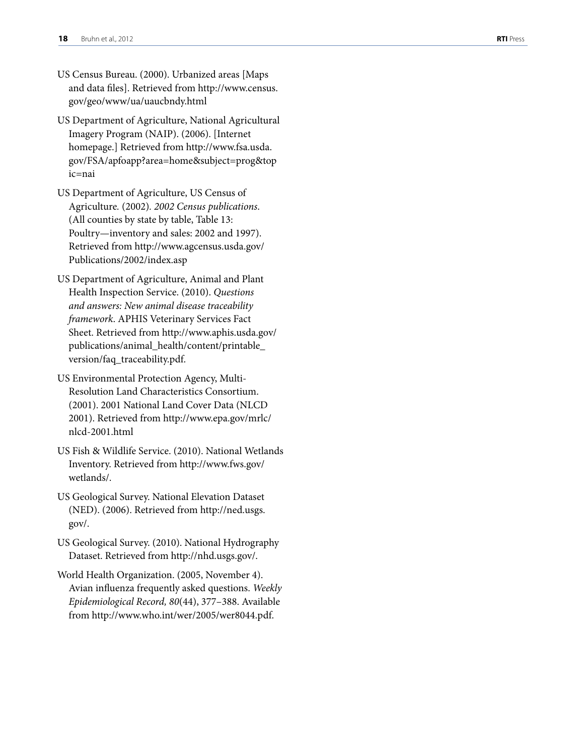US Census Bureau. (2000). Urbanized areas [Maps and data files]. Retrieved from http://www.census.gov/geo/www/ua/uaucbndy.html

US Department of Agriculture, National Agricultural Imagery Program (NAIP). (2006). [Internet homepage.] Retrieved from http://www.fsa.usda.gov/FSA/apfoapp?area=home&subject=prog&topic=nai

US Department of Agriculture, US Census of Agriculture. (2002). *2002 Census publications.* (All counties by state by table, Table 13: Poultry—inventory and sales: 2002 and 1997). Retrieved from http://www.agcensus.usda.gov/Publications/2002/index.asp

US Department of Agriculture, Animal and Plant Health Inspection Service. (2010). *Questions and answers: New animal disease traceability framework*. APHIS Veterinary Services Fact Sheet. Retrieved from http://www.aphis.usda.gov/publications/animal_health/content/printable_version/faq_traceability.pdf.

US Environmental Protection Agency, Multi-Resolution Land Characteristics Consortium. (2001). 2001 National Land Cover Data (NLCD 2001). Retrieved from http://www.epa.gov/mrlc/nlcd-2001.html

US Fish & Wildlife Service. (2010). National Wetlands Inventory. Retrieved from http://www.fws.gov/wetlands/.

US Geological Survey. National Elevation Dataset (NED). (2006). Retrieved from http://ned.usgs.gov/.

US Geological Survey. (2010). National Hydrography Dataset. Retrieved from http://nhd.usgs.gov/.

World Health Organization. (2005, November 4). Avian influenza frequently asked questions. *Weekly Epidemiological Record, 80*(44), 377–388. Available from http://www.who.int/wer/2005/wer8044.pdf.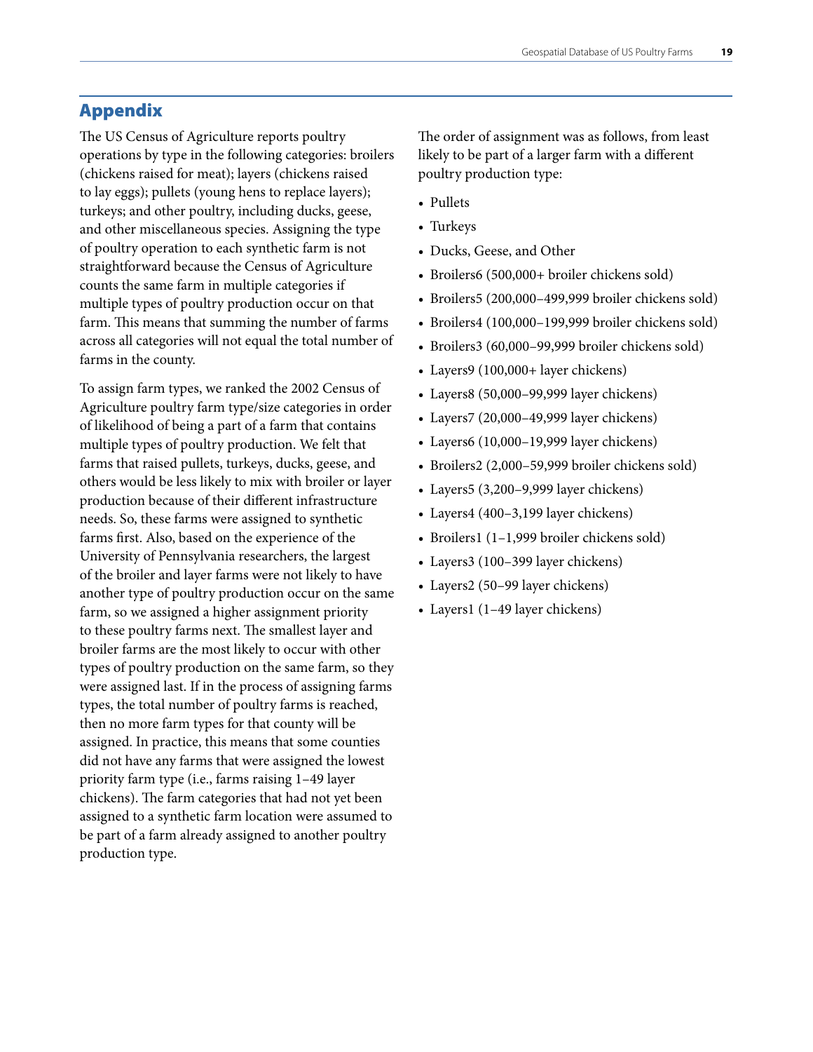## Appendix

The US Census of Agriculture reports poultry operations by type in the following categories: broilers (chickens raised for meat); layers (chickens raised to lay eggs); pullets (young hens to replace layers); turkeys; and other poultry, including ducks, geese, and other miscellaneous species. Assigning the type of poultry operation to each synthetic farm is not straightforward because the Census of Agriculture counts the same farm in multiple categories if multiple types of poultry production occur on that farm. This means that summing the number of farms across all categories will not equal the total number of farms in the county.

To assign farm types, we ranked the 2002 Census of Agriculture poultry farm type/size categories in order of likelihood of being a part of a farm that contains multiple types of poultry production. We felt that farms that raised pullets, turkeys, ducks, geese, and others would be less likely to mix with broiler or layer production because of their different infrastructure needs. So, these farms were assigned to synthetic farms first. Also, based on the experience of the University of Pennsylvania researchers, the largest of the broiler and layer farms were not likely to have another type of poultry production occur on the same farm, so we assigned a higher assignment priority to these poultry farms next. The smallest layer and broiler farms are the most likely to occur with other types of poultry production on the same farm, so they were assigned last. If in the process of assigning farms types, the total number of poultry farms is reached, then no more farm types for that county will be assigned. In practice, this means that some counties did not have any farms that were assigned the lowest priority farm type (i.e., farms raising 1–49 layer chickens). The farm categories that had not yet been assigned to a synthetic farm location were assumed to be part of a farm already assigned to another poultry production type.

The order of assignment was as follows, from least likely to be part of a larger farm with a different poultry production type:

- Pullets
- Turkeys
- Ducks, Geese, and Other
- Broilers6 (500,000+ broiler chickens sold)
- Broilers5 (200,000–499,999 broiler chickens sold)
- Broilers4 (100,000–199,999 broiler chickens sold)
- Broilers3 (60,000–99,999 broiler chickens sold)
- Layers9 (100,000+ layer chickens)
- Layers8 (50,000–99,999 layer chickens)
- Layers7 (20,000–49,999 layer chickens)
- Layers6 (10,000–19,999 layer chickens)
- Broilers2 (2,000–59,999 broiler chickens sold)
- Layers5 (3,200–9,999 layer chickens)
- Layers4 (400–3,199 layer chickens)
- Broilers1 (1–1,999 broiler chickens sold)
- Layers3 (100–399 layer chickens)
- Layers2 (50–99 layer chickens)
- Layers1 (1–49 layer chickens)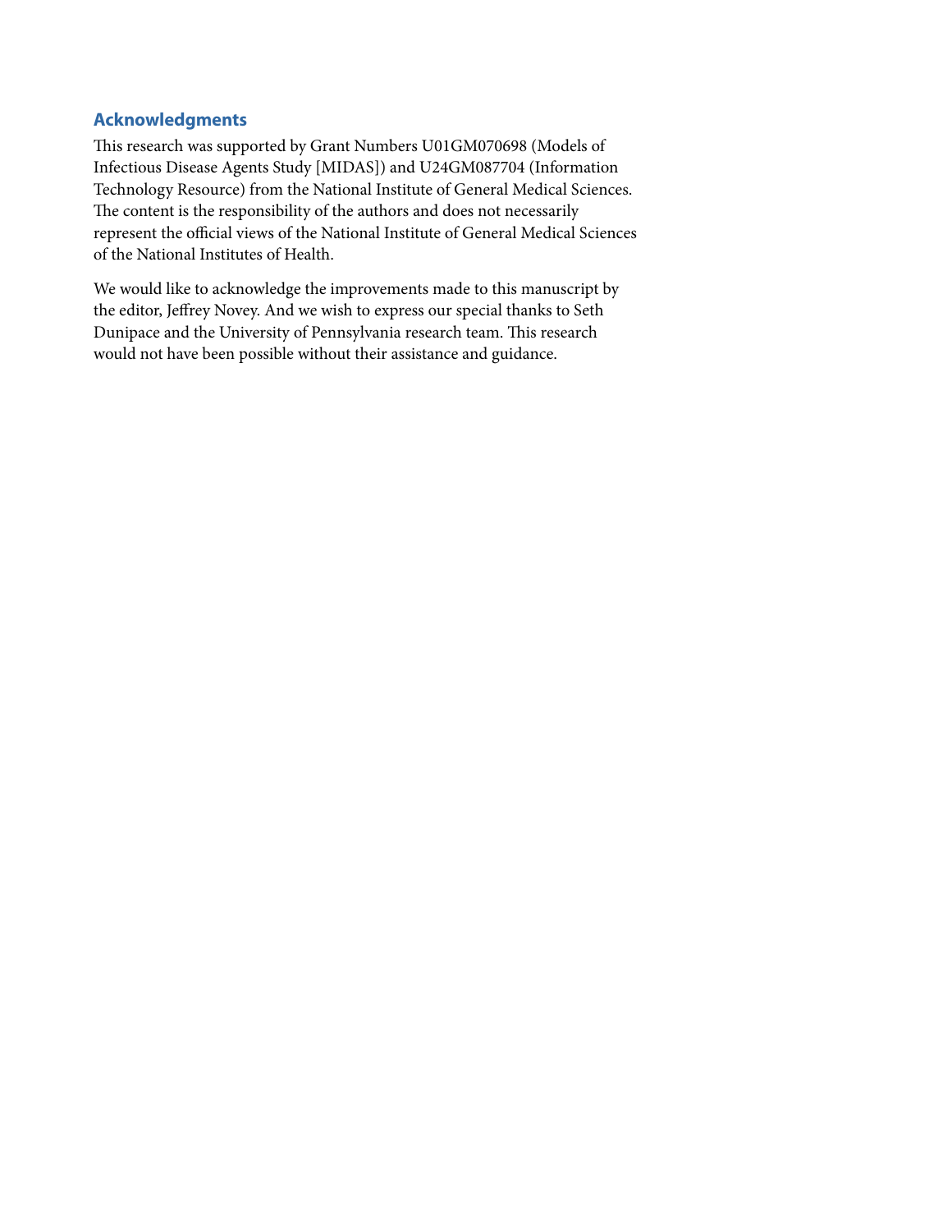## Acknowledgments

This research was supported by Grant Numbers U01GM070698 (Models of Infectious Disease Agents Study [MIDAS]) and U24GM087704 (Information Technology Resource) from the National Institute of General Medical Sciences. The content is the responsibility of the authors and does not necessarily represent the official views of the National Institute of General Medical Sciences of the National Institutes of Health.

We would like to acknowledge the improvements made to this manuscript by the editor, Jeffrey Novey. And we wish to express our special thanks to Seth Dunipace and the University of Pennsylvania research team. This research would not have been possible without their assistance and guidance.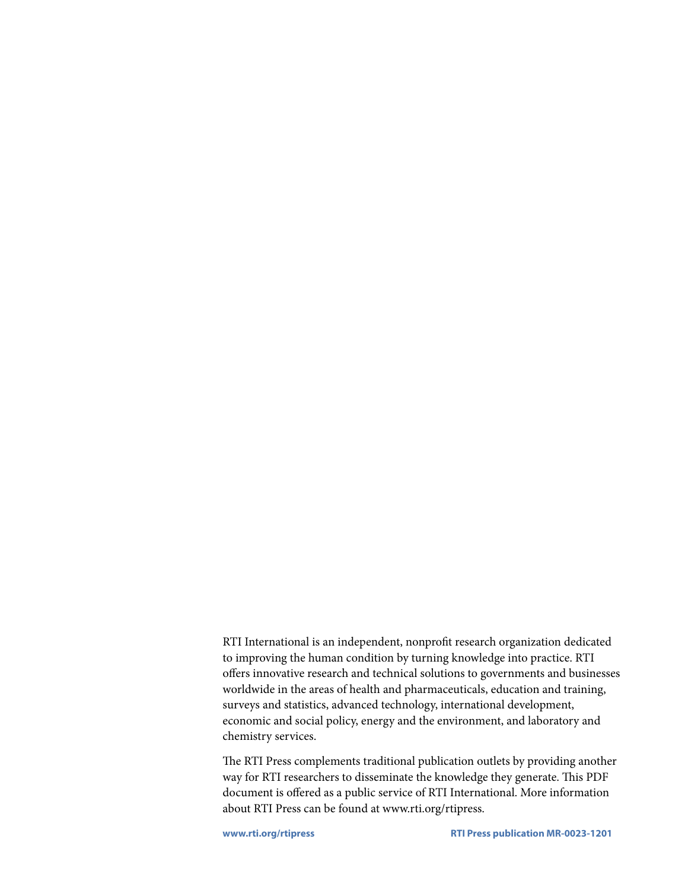RTI International is an independent, nonprofit research organization dedicated to improving the human condition by turning knowledge into practice. RTI offers innovative research and technical solutions to governments and businesses worldwide in the areas of health and pharmaceuticals, education and training, surveys and statistics, advanced technology, international development, economic and social policy, energy and the environment, and laboratory and chemistry services.

The RTI Press complements traditional publication outlets by providing another way for RTI researchers to disseminate the knowledge they generate. This PDF document is offered as a public service of RTI International. More information about RTI Press can be found at www.rti.org/rtipress.

**www.rti.org/rtipress** **RTI Press publication MR-0023-1201**